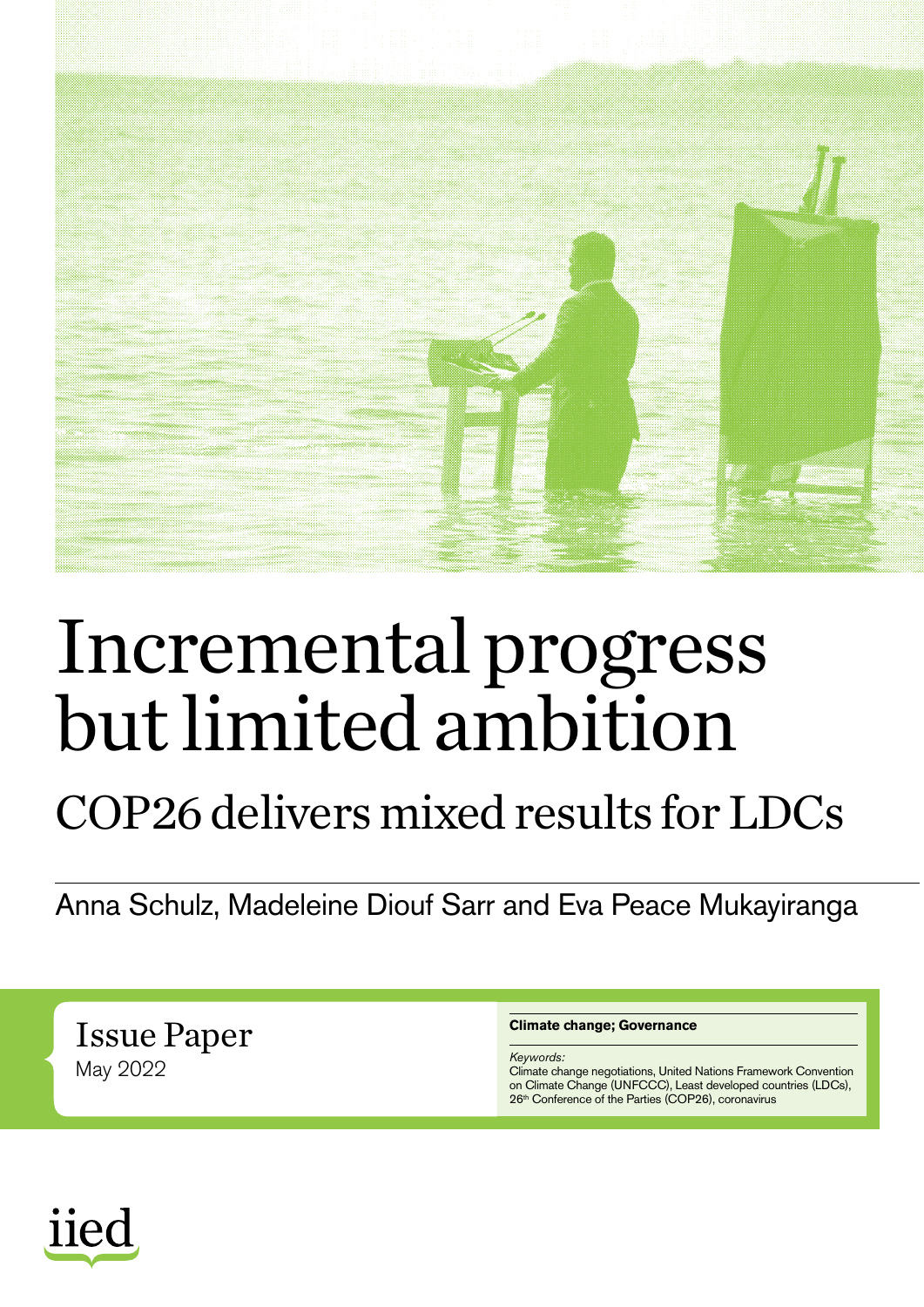# Incremental progress but limited ambition

## COP26 delivers mixed results for LDCs

Anna Schulz, Madeleine Diouf Sarr and Eva Peace Mukayiranga

Issue Paper
May 2022

**Climate change; Governance**

*Keywords:*
Climate change negotiations, United Nations Framework Convention on Climate Change (UNFCCC), Least developed countries (LDCs), 26th Conference of the Parties (COP26), coronavirus

iied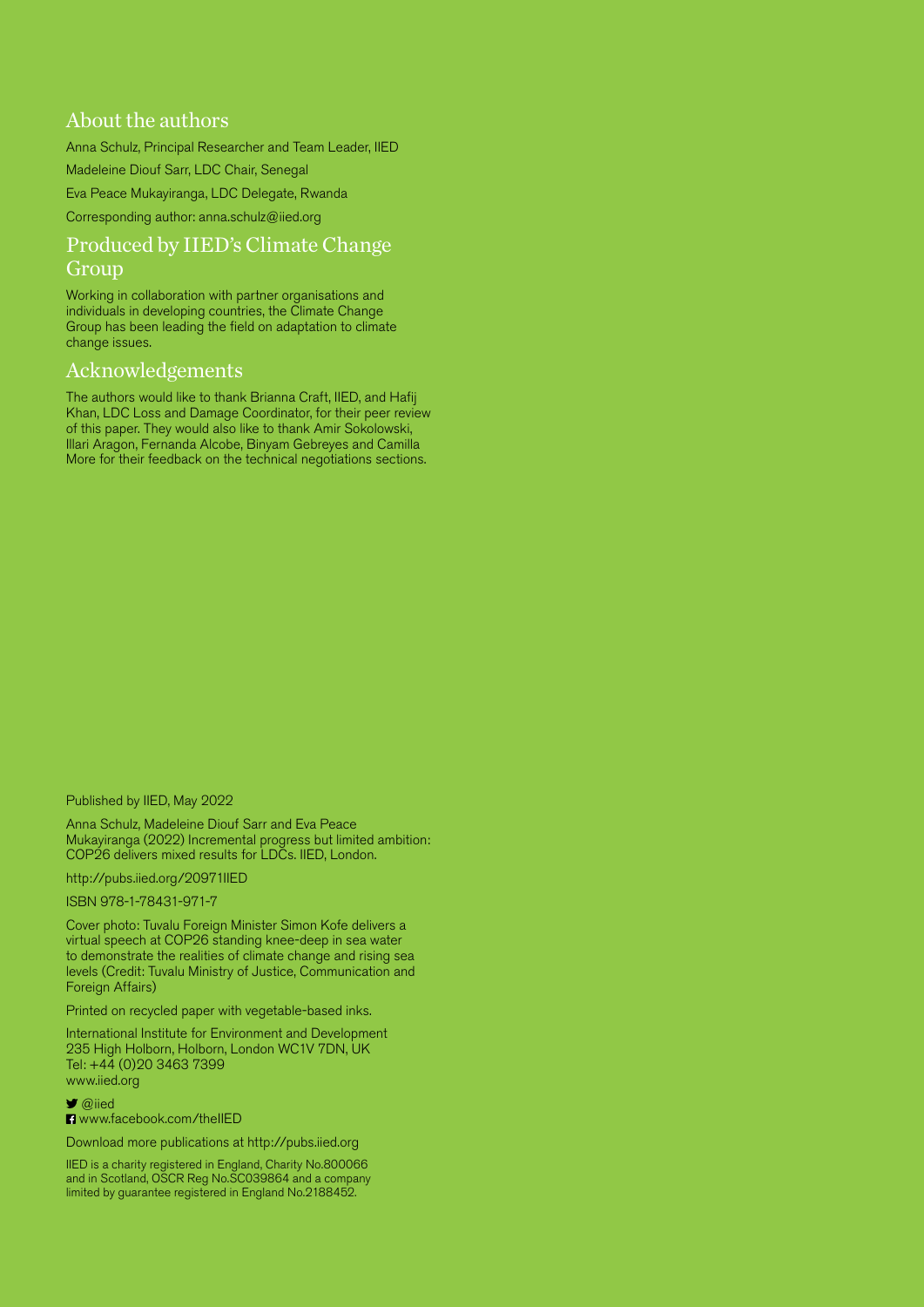## About the authors

Anna Schulz, Principal Researcher and Team Leader, IIED

Madeleine Diouf Sarr, LDC Chair, Senegal

Eva Peace Mukayiranga, LDC Delegate, Rwanda

Corresponding author: anna.schulz@iied.org

## Produced by IIED's Climate Change Group

Working in collaboration with partner organisations and individuals in developing countries, the Climate Change Group has been leading the field on adaptation to climate change issues.

## Acknowledgements

The authors would like to thank Brianna Craft, IIED, and Hafij Khan, LDC Loss and Damage Coordinator, for their peer review of this paper. They would also like to thank Amir Sokolowski, Illari Aragon, Fernanda Alcobe, Binyam Gebreyes and Camilla More for their feedback on the technical negotiations sections.

Published by IIED, May 2022

Anna Schulz, Madeleine Diouf Sarr and Eva Peace Mukayiranga (2022) Incremental progress but limited ambition: COP26 delivers mixed results for LDCs. IIED, London.

http://pubs.iied.org/20971IIED

ISBN 978-1-78431-971-7

Cover photo: Tuvalu Foreign Minister Simon Kofe delivers a virtual speech at COP26 standing knee-deep in sea water to demonstrate the realities of climate change and rising sea levels (Credit: Tuvalu Ministry of Justice, Communication and Foreign Affairs)

Printed on recycled paper with vegetable-based inks.

International Institute for Environment and Development
235 High Holborn, Holborn, London WC1V 7DN, UK
Tel: +44 (0)20 3463 7399
www.iied.org

@iied
www.facebook.com/theIIED

Download more publications at http://pubs.iied.org

IIED is a charity registered in England, Charity No.800066 and in Scotland, OSCR Reg No.SC039864 and a company limited by guarantee registered in England No.2188452.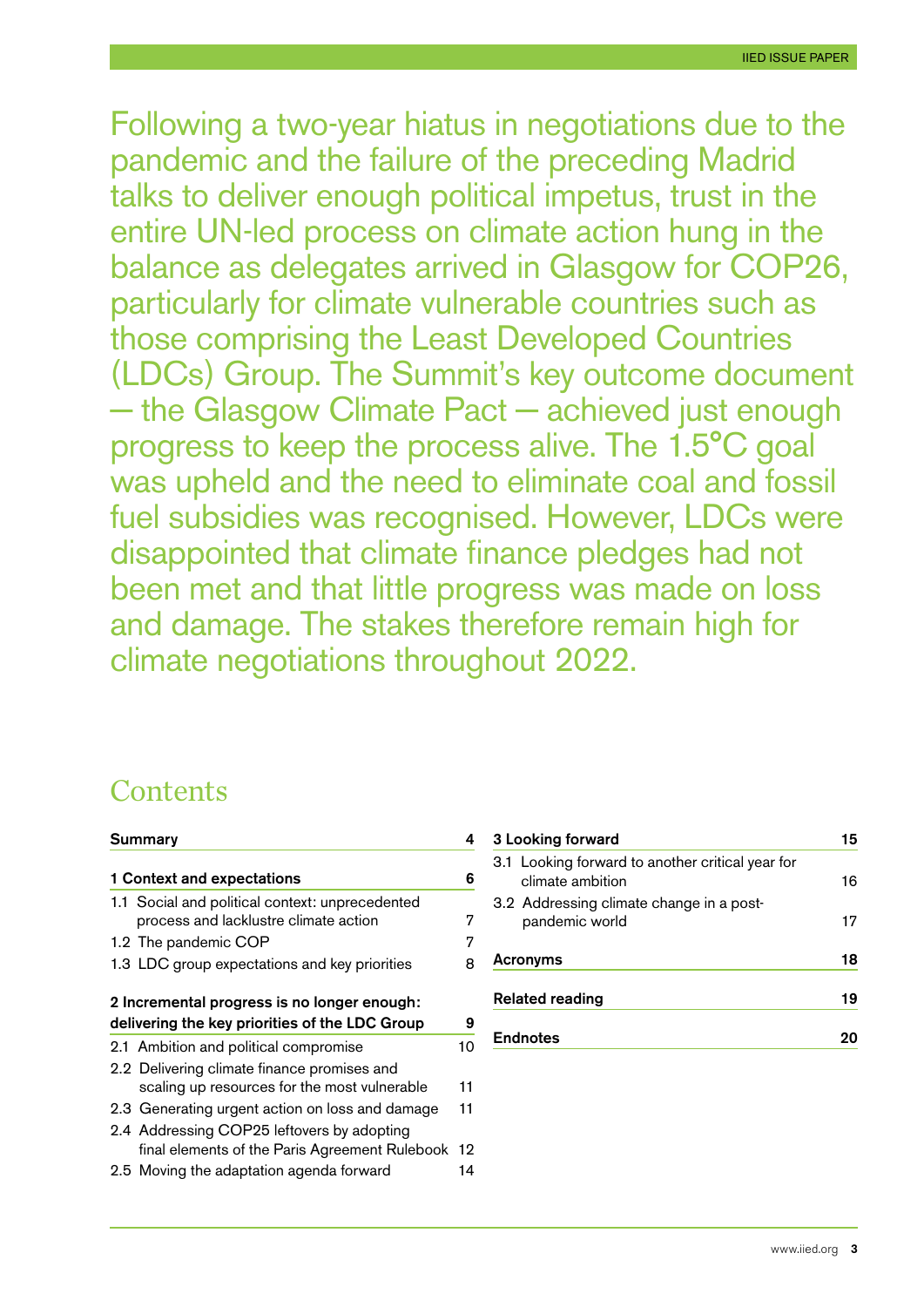Following a two-year hiatus in negotiations due to the pandemic and the failure of the preceding Madrid talks to deliver enough political impetus, trust in the entire UN-led process on climate action hung in the balance as delegates arrived in Glasgow for COP26, particularly for climate vulnerable countries such as those comprising the Least Developed Countries (LDCs) Group. The Summit's key outcome document — the Glasgow Climate Pact — achieved just enough progress to keep the process alive. The 1.5°C goal was upheld and the need to eliminate coal and fossil fuel subsidies was recognised. However, LDCs were disappointed that climate finance pledges had not been met and that little progress was made on loss and damage. The stakes therefore remain high for climate negotiations throughout 2022.

## Contents

| | |
|---|---|
| **Summary** | **4** |
| **1 Context and expectations** | **6** |
| 1.1 Social and political context: unprecedented process and lacklustre climate action | 7 |
| 1.2 The pandemic COP | 7 |
| 1.3 LDC group expectations and key priorities | 8 |
| **2 Incremental progress is no longer enough: delivering the key priorities of the LDC Group** | **9** |
| 2.1 Ambition and political compromise | 10 |
| 2.2 Delivering climate finance promises and scaling up resources for the most vulnerable | 11 |
| 2.3 Generating urgent action on loss and damage | 11 |
| 2.4 Addressing COP25 leftovers by adopting final elements of the Paris Agreement Rulebook | 12 |
| 2.5 Moving the adaptation agenda forward | 14 |
| **3 Looking forward** | **15** |
| 3.1 Looking forward to another critical year for climate ambition | 16 |
| 3.2 Addressing climate change in a post-pandemic world | 17 |
| **Acronyms** | **18** |
| **Related reading** | **19** |
| **Endnotes** | **20** |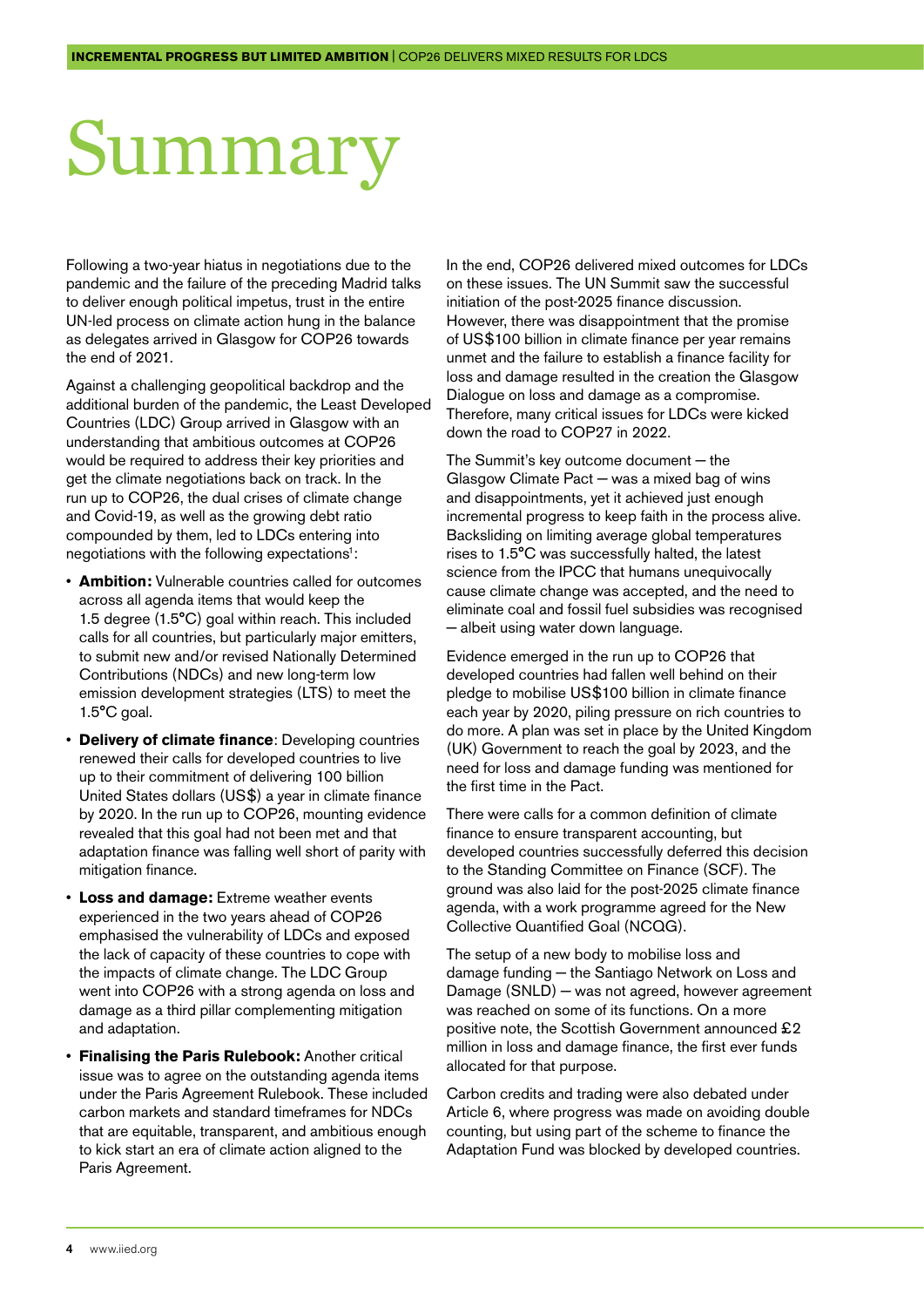# Summary

Following a two-year hiatus in negotiations due to the pandemic and the failure of the preceding Madrid talks to deliver enough political impetus, trust in the entire UN-led process on climate action hung in the balance as delegates arrived in Glasgow for COP26 towards the end of 2021.

Against a challenging geopolitical backdrop and the additional burden of the pandemic, the Least Developed Countries (LDC) Group arrived in Glasgow with an understanding that ambitious outcomes at COP26 would be required to address their key priorities and get the climate negotiations back on track. In the run up to COP26, the dual crises of climate change and Covid-19, as well as the growing debt ratio compounded by them, led to LDCs entering into negotiations with the following expectations[1]:

- **Ambition:** Vulnerable countries called for outcomes across all agenda items that would keep the 1.5 degree (1.5°C) goal within reach. This included calls for all countries, but particularly major emitters, to submit new and/or revised Nationally Determined Contributions (NDCs) and new long-term low emission development strategies (LTS) to meet the 1.5°C goal.
- **Delivery of climate finance**: Developing countries renewed their calls for developed countries to live up to their commitment of delivering 100 billion United States dollars (US$) a year in climate finance by 2020. In the run up to COP26, mounting evidence revealed that this goal had not been met and that adaptation finance was falling well short of parity with mitigation finance.
- **Loss and damage:** Extreme weather events experienced in the two years ahead of COP26 emphasised the vulnerability of LDCs and exposed the lack of capacity of these countries to cope with the impacts of climate change. The LDC Group went into COP26 with a strong agenda on loss and damage as a third pillar complementing mitigation and adaptation.
- **Finalising the Paris Rulebook:** Another critical issue was to agree on the outstanding agenda items under the Paris Agreement Rulebook. These included carbon markets and standard timeframes for NDCs that are equitable, transparent, and ambitious enough to kick start an era of climate action aligned to the Paris Agreement.

In the end, COP26 delivered mixed outcomes for LDCs on these issues. The UN Summit saw the successful initiation of the post-2025 finance discussion. However, there was disappointment that the promise of US$100 billion in climate finance per year remains unmet and the failure to establish a finance facility for loss and damage resulted in the creation the Glasgow Dialogue on loss and damage as a compromise. Therefore, many critical issues for LDCs were kicked down the road to COP27 in 2022.

The Summit's key outcome document — the Glasgow Climate Pact — was a mixed bag of wins and disappointments, yet it achieved just enough incremental progress to keep faith in the process alive. Backsliding on limiting average global temperatures rises to 1.5°C was successfully halted, the latest science from the IPCC that humans unequivocally cause climate change was accepted, and the need to eliminate coal and fossil fuel subsidies was recognised — albeit using water down language.

Evidence emerged in the run up to COP26 that developed countries had fallen well behind on their pledge to mobilise US$100 billion in climate finance each year by 2020, piling pressure on rich countries to do more. A plan was set in place by the United Kingdom (UK) Government to reach the goal by 2023, and the need for loss and damage funding was mentioned for the first time in the Pact.

There were calls for a common definition of climate finance to ensure transparent accounting, but developed countries successfully deferred this decision to the Standing Committee on Finance (SCF). The ground was also laid for the post-2025 climate finance agenda, with a work programme agreed for the New Collective Quantified Goal (NCQG).

The setup of a new body to mobilise loss and damage funding — the Santiago Network on Loss and Damage (SNLD) — was not agreed, however agreement was reached on some of its functions. On a more positive note, the Scottish Government announced £2 million in loss and damage finance, the first ever funds allocated for that purpose.

Carbon credits and trading were also debated under Article 6, where progress was made on avoiding double counting, but using part of the scheme to finance the Adaptation Fund was blocked by developed countries.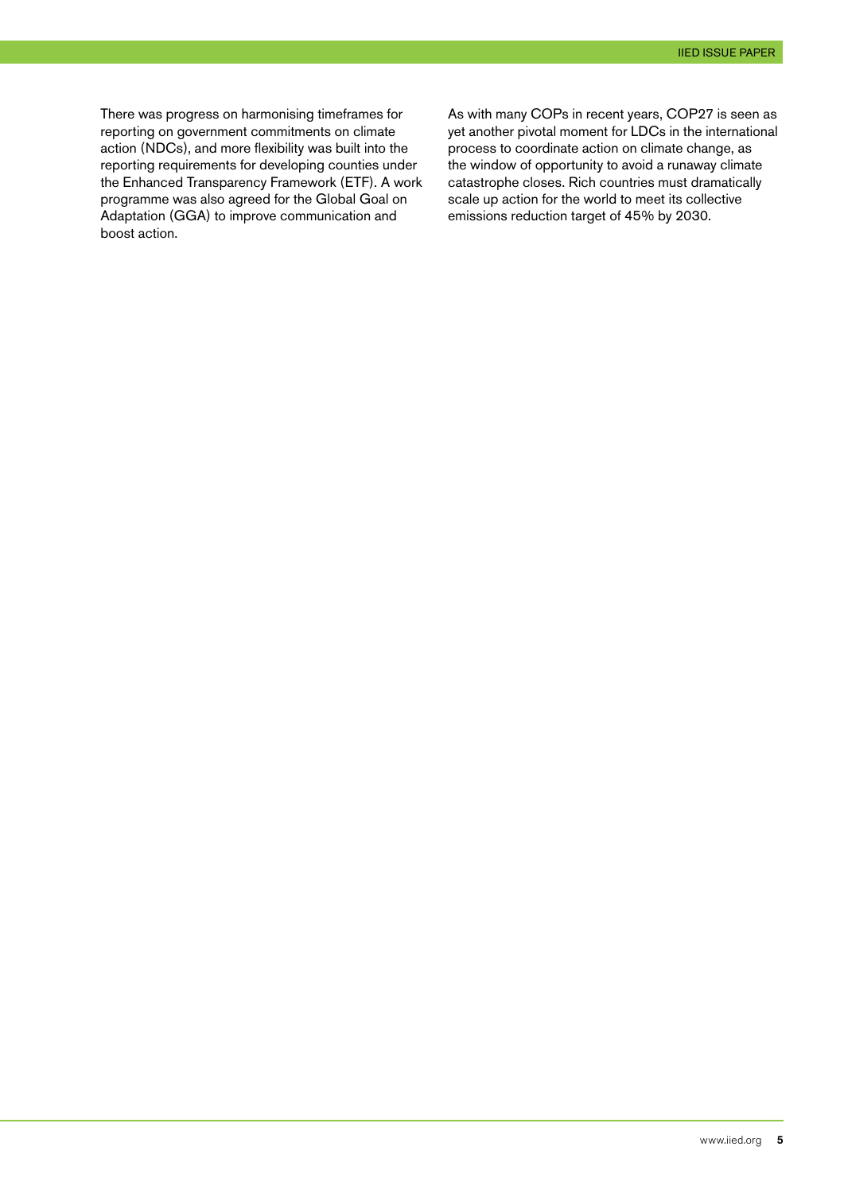There was progress on harmonising timeframes for reporting on government commitments on climate action (NDCs), and more flexibility was built into the reporting requirements for developing counties under the Enhanced Transparency Framework (ETF). A work programme was also agreed for the Global Goal on Adaptation (GGA) to improve communication and boost action.

As with many COPs in recent years, COP27 is seen as yet another pivotal moment for LDCs in the international process to coordinate action on climate change, as the window of opportunity to avoid a runaway climate catastrophe closes. Rich countries must dramatically scale up action for the world to meet its collective emissions reduction target of 45% by 2030.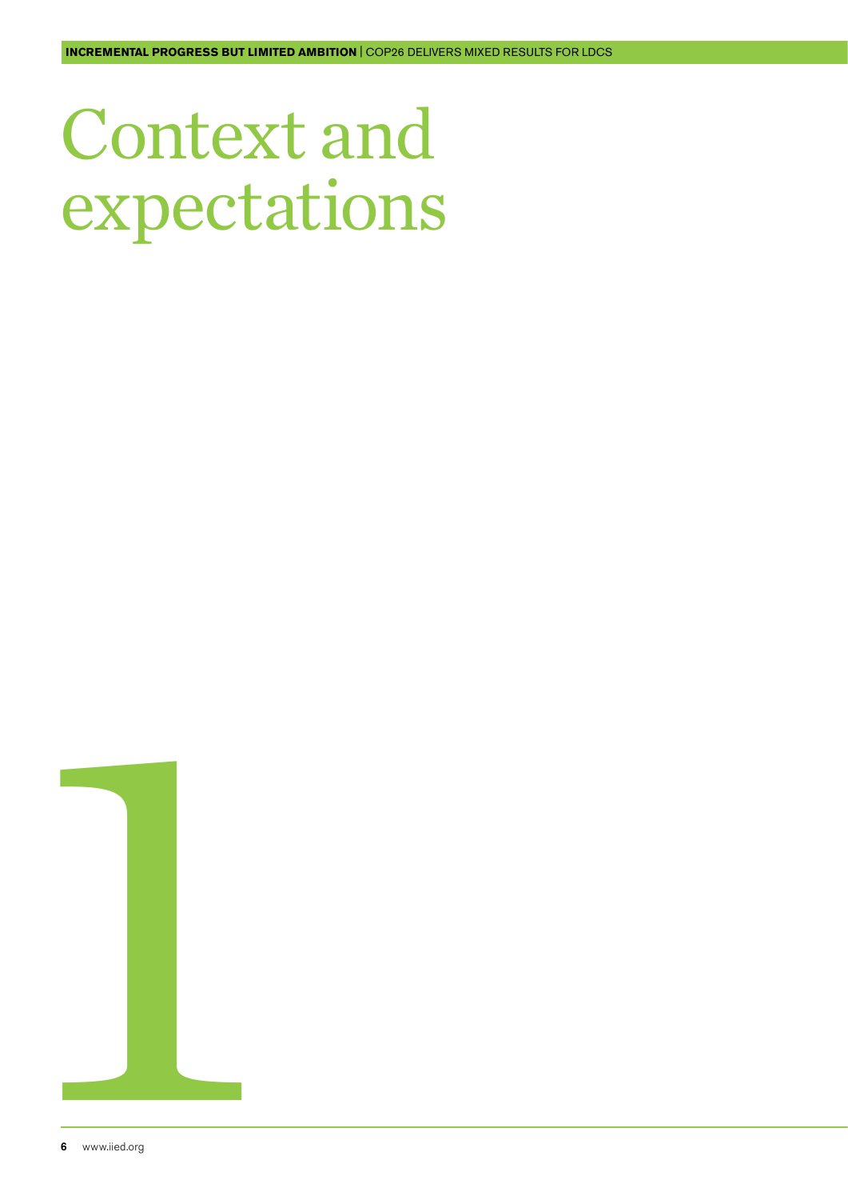# Context and expectations

# 1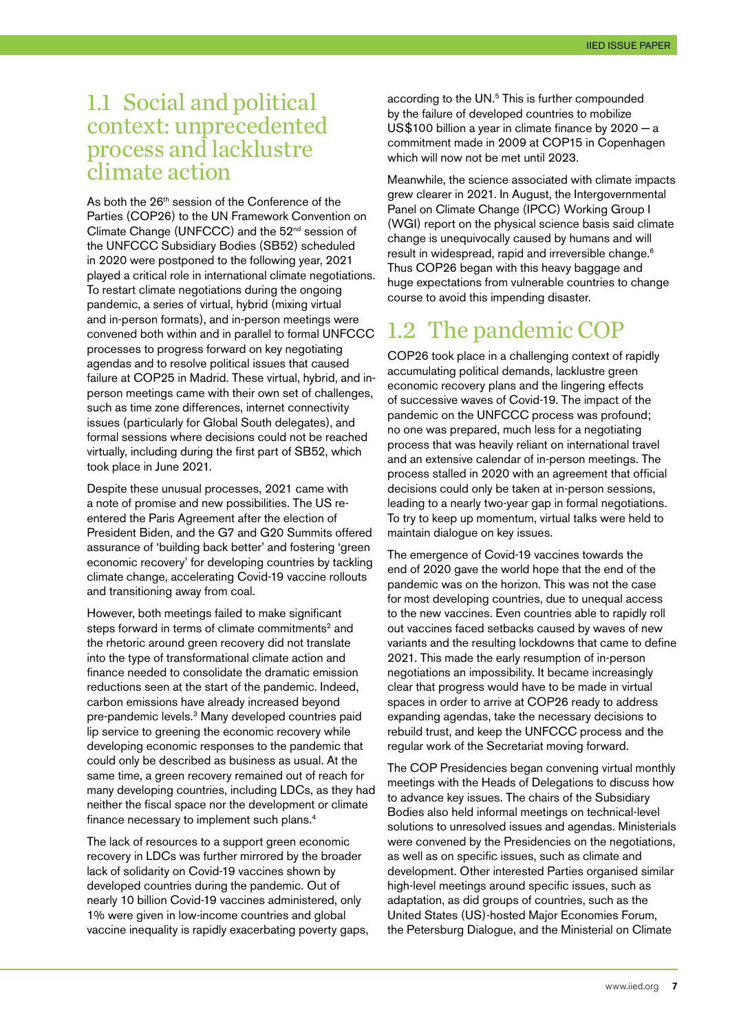## 1.1 Social and political context: unprecedented process and lacklustre climate action

As both the 26th session of the Conference of the Parties (COP26) to the UN Framework Convention on Climate Change (UNFCCC) and the 52nd session of the UNFCCC Subsidiary Bodies (SB52) scheduled in 2020 were postponed to the following year, 2021 played a critical role in international climate negotiations. To restart climate negotiations during the ongoing pandemic, a series of virtual, hybrid (mixing virtual and in-person formats), and in-person meetings were convened both within and in parallel to formal UNFCCC processes to progress forward on key negotiating agendas and to resolve political issues that caused failure at COP25 in Madrid. These virtual, hybrid, and in-person meetings came with their own set of challenges, such as time zone differences, internet connectivity issues (particularly for Global South delegates), and formal sessions where decisions could not be reached virtually, including during the first part of SB52, which took place in June 2021.

Despite these unusual processes, 2021 came with a note of promise and new possibilities. The US re-entered the Paris Agreement after the election of President Biden, and the G7 and G20 Summits offered assurance of 'building back better' and fostering 'green economic recovery' for developing countries by tackling climate change, accelerating Covid-19 vaccine rollouts and transitioning away from coal.

However, both meetings failed to make significant steps forward in terms of climate commitments[2] and the rhetoric around green recovery did not translate into the type of transformational climate action and finance needed to consolidate the dramatic emission reductions seen at the start of the pandemic. Indeed, carbon emissions have already increased beyond pre-pandemic levels.[3] Many developed countries paid lip service to greening the economic recovery while developing economic responses to the pandemic that could only be described as business as usual. At the same time, a green recovery remained out of reach for many developing countries, including LDCs, as they had neither the fiscal space nor the development or climate finance necessary to implement such plans.[4]

The lack of resources to a support green economic recovery in LDCs was further mirrored by the broader lack of solidarity on Covid-19 vaccines shown by developed countries during the pandemic. Out of nearly 10 billion Covid-19 vaccines administered, only 1% were given in low-income countries and global vaccine inequality is rapidly exacerbating poverty gaps, according to the UN.[5] This is further compounded by the failure of developed countries to mobilize US$100 billion a year in climate finance by 2020 — a commitment made in 2009 at COP15 in Copenhagen which will now not be met until 2023.

Meanwhile, the science associated with climate impacts grew clearer in 2021. In August, the Intergovernmental Panel on Climate Change (IPCC) Working Group I (WGI) report on the physical science basis said climate change is unequivocally caused by humans and will result in widespread, rapid and irreversible change.[6] Thus COP26 began with this heavy baggage and huge expectations from vulnerable countries to change course to avoid this impending disaster.

## 1.2 The pandemic COP

COP26 took place in a challenging context of rapidly accumulating political demands, lacklustre green economic recovery plans and the lingering effects of successive waves of Covid-19. The impact of the pandemic on the UNFCCC process was profound; no one was prepared, much less for a negotiating process that was heavily reliant on international travel and an extensive calendar of in-person meetings. The process stalled in 2020 with an agreement that official decisions could only be taken at in-person sessions, leading to a nearly two-year gap in formal negotiations. To try to keep up momentum, virtual talks were held to maintain dialogue on key issues.

The emergence of Covid-19 vaccines towards the end of 2020 gave the world hope that the end of the pandemic was on the horizon. This was not the case for most developing countries, due to unequal access to the new vaccines. Even countries able to rapidly roll out vaccines faced setbacks caused by waves of new variants and the resulting lockdowns that came to define 2021. This made the early resumption of in-person negotiations an impossibility. It became increasingly clear that progress would have to be made in virtual spaces in order to arrive at COP26 ready to address expanding agendas, take the necessary decisions to rebuild trust, and keep the UNFCCC process and the regular work of the Secretariat moving forward.

The COP Presidencies began convening virtual monthly meetings with the Heads of Delegations to discuss how to advance key issues. The chairs of the Subsidiary Bodies also held informal meetings on technical-level solutions to unresolved issues and agendas. Ministerials were convened by the Presidencies on the negotiations, as well as on specific issues, such as climate and development. Other interested Parties organised similar high-level meetings around specific issues, such as adaptation, as did groups of countries, such as the United States (US)-hosted Major Economies Forum, the Petersburg Dialogue, and the Ministerial on Climate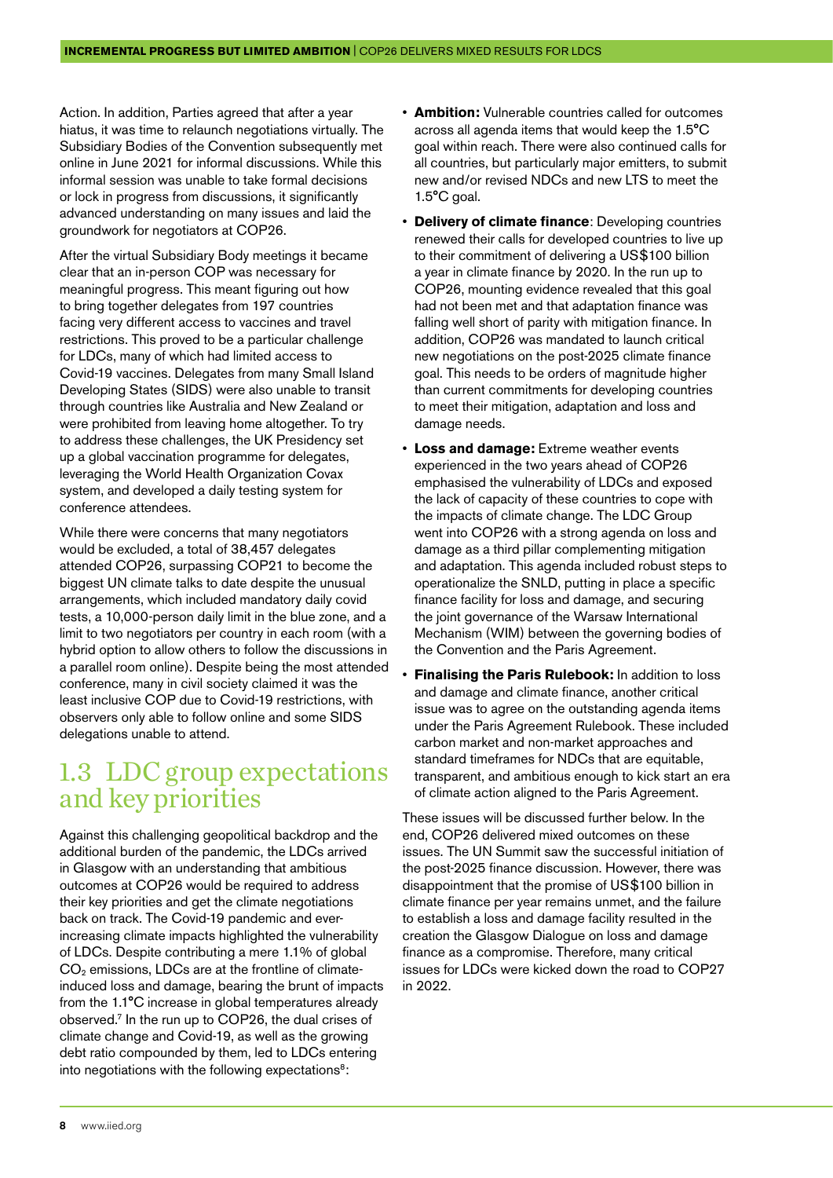Action. In addition, Parties agreed that after a year hiatus, it was time to relaunch negotiations virtually. The Subsidiary Bodies of the Convention subsequently met online in June 2021 for informal discussions. While this informal session was unable to take formal decisions or lock in progress from discussions, it significantly advanced understanding on many issues and laid the groundwork for negotiators at COP26.

After the virtual Subsidiary Body meetings it became clear that an in-person COP was necessary for meaningful progress. This meant figuring out how to bring together delegates from 197 countries facing very different access to vaccines and travel restrictions. This proved to be a particular challenge for LDCs, many of which had limited access to Covid-19 vaccines. Delegates from many Small Island Developing States (SIDS) were also unable to transit through countries like Australia and New Zealand or were prohibited from leaving home altogether. To try to address these challenges, the UK Presidency set up a global vaccination programme for delegates, leveraging the World Health Organization Covax system, and developed a daily testing system for conference attendees.

While there were concerns that many negotiators would be excluded, a total of 38,457 delegates attended COP26, surpassing COP21 to become the biggest UN climate talks to date despite the unusual arrangements, which included mandatory daily covid tests, a 10,000-person daily limit in the blue zone, and a limit to two negotiators per country in each room (with a hybrid option to allow others to follow the discussions in a parallel room online). Despite being the most attended conference, many in civil society claimed it was the least inclusive COP due to Covid-19 restrictions, with observers only able to follow online and some SIDS delegations unable to attend.

## 1.3 LDC group expectations and key priorities

Against this challenging geopolitical backdrop and the additional burden of the pandemic, the LDCs arrived in Glasgow with an understanding that ambitious outcomes at COP26 would be required to address their key priorities and get the climate negotiations back on track. The Covid-19 pandemic and ever-increasing climate impacts highlighted the vulnerability of LDCs. Despite contributing a mere 1.1% of global $CO_2$ emissions, LDCs are at the frontline of climate-induced loss and damage, bearing the brunt of impacts from the 1.1°C increase in global temperatures already observed.[7] In the run up to COP26, the dual crises of climate change and Covid-19, as well as the growing debt ratio compounded by them, led to LDCs entering into negotiations with the following expectations[8]:

- **Ambition:** Vulnerable countries called for outcomes across all agenda items that would keep the 1.5°C goal within reach. There were also continued calls for all countries, but particularly major emitters, to submit new and/or revised NDCs and new LTS to meet the 1.5°C goal.
- **Delivery of climate finance**: Developing countries renewed their calls for developed countries to live up to their commitment of delivering a US$100 billion a year in climate finance by 2020. In the run up to COP26, mounting evidence revealed that this goal had not been met and that adaptation finance was falling well short of parity with mitigation finance. In addition, COP26 was mandated to launch critical new negotiations on the post-2025 climate finance goal. This needs to be orders of magnitude higher than current commitments for developing countries to meet their mitigation, adaptation and loss and damage needs.
- **Loss and damage:** Extreme weather events experienced in the two years ahead of COP26 emphasised the vulnerability of LDCs and exposed the lack of capacity of these countries to cope with the impacts of climate change. The LDC Group went into COP26 with a strong agenda on loss and damage as a third pillar complementing mitigation and adaptation. This agenda included robust steps to operationalize the SNLD, putting in place a specific finance facility for loss and damage, and securing the joint governance of the Warsaw International Mechanism (WIM) between the governing bodies of the Convention and the Paris Agreement.
- **Finalising the Paris Rulebook:** In addition to loss and damage and climate finance, another critical issue was to agree on the outstanding agenda items under the Paris Agreement Rulebook. These included carbon market and non-market approaches and standard timeframes for NDCs that are equitable, transparent, and ambitious enough to kick start an era of climate action aligned to the Paris Agreement.

These issues will be discussed further below. In the end, COP26 delivered mixed outcomes on these issues. The UN Summit saw the successful initiation of the post-2025 finance discussion. However, there was disappointment that the promise of US$100 billion in climate finance per year remains unmet, and the failure to establish a loss and damage facility resulted in the creation the Glasgow Dialogue on loss and damage finance as a compromise. Therefore, many critical issues for LDCs were kicked down the road to COP27 in 2022.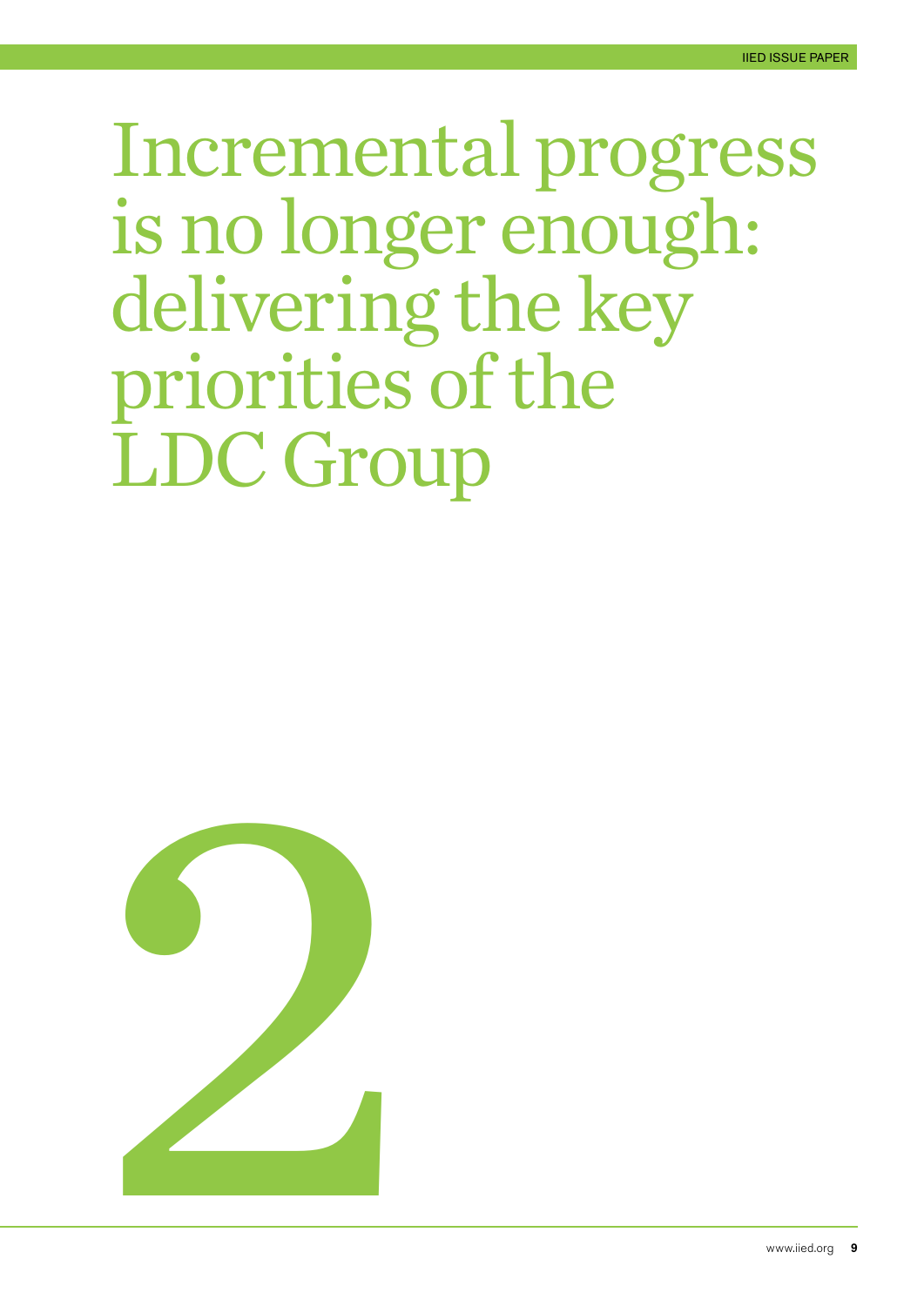# Incremental progress is no longer enough: delivering the key priorities of the LDC Group

2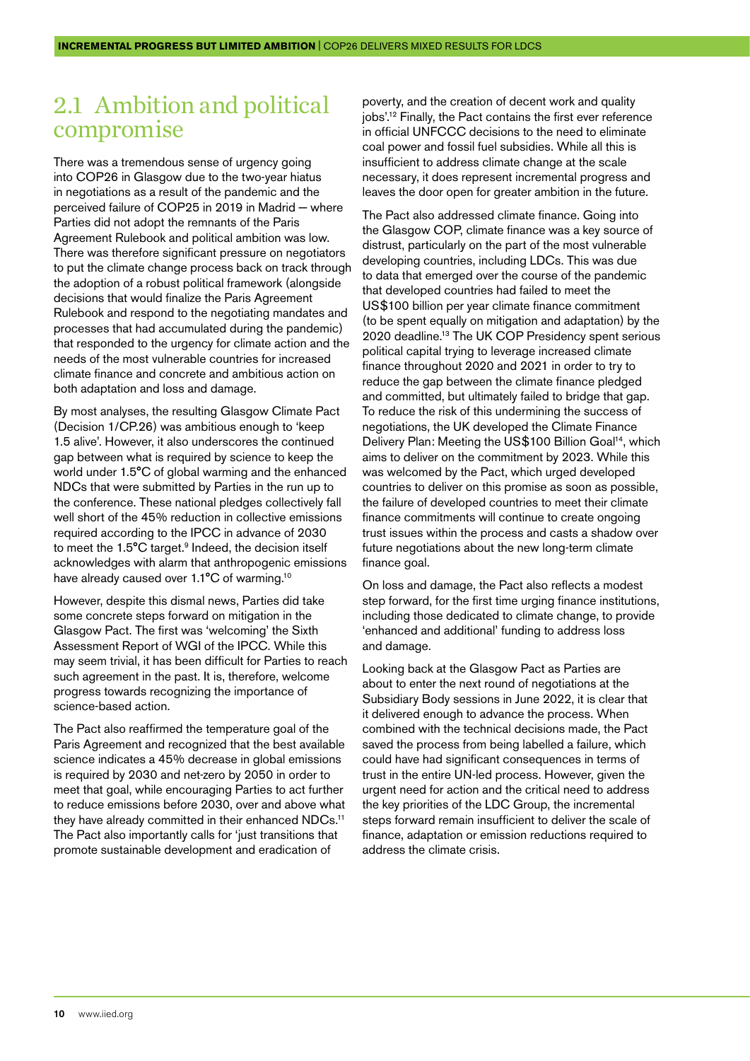## 2.1 Ambition and political compromise

There was a tremendous sense of urgency going into COP26 in Glasgow due to the two-year hiatus in negotiations as a result of the pandemic and the perceived failure of COP25 in 2019 in Madrid — where Parties did not adopt the remnants of the Paris Agreement Rulebook and political ambition was low. There was therefore significant pressure on negotiators to put the climate change process back on track through the adoption of a robust political framework (alongside decisions that would finalize the Paris Agreement Rulebook and respond to the negotiating mandates and processes that had accumulated during the pandemic) that responded to the urgency for climate action and the needs of the most vulnerable countries for increased climate finance and concrete and ambitious action on both adaptation and loss and damage.

By most analyses, the resulting Glasgow Climate Pact (Decision 1/CP.26) was ambitious enough to 'keep 1.5 alive'. However, it also underscores the continued gap between what is required by science to keep the world under 1.5°C of global warming and the enhanced NDCs that were submitted by Parties in the run up to the conference. These national pledges collectively fall well short of the 45% reduction in collective emissions required according to the IPCC in advance of 2030 to meet the 1.5°C target.[9] Indeed, the decision itself acknowledges with alarm that anthropogenic emissions have already caused over 1.1°C of warming.[10]

However, despite this dismal news, Parties did take some concrete steps forward on mitigation in the Glasgow Pact. The first was 'welcoming' the Sixth Assessment Report of WGI of the IPCC. While this may seem trivial, it has been difficult for Parties to reach such agreement in the past. It is, therefore, welcome progress towards recognizing the importance of science-based action.

The Pact also reaffirmed the temperature goal of the Paris Agreement and recognized that the best available science indicates a 45% decrease in global emissions is required by 2030 and net-zero by 2050 in order to meet that goal, while encouraging Parties to act further to reduce emissions before 2030, over and above what they have already committed in their enhanced NDCs.[11] The Pact also importantly calls for 'just transitions that promote sustainable development and eradication of poverty, and the creation of decent work and quality jobs'.[12] Finally, the Pact contains the first ever reference in official UNFCCC decisions to the need to eliminate coal power and fossil fuel subsidies. While all this is insufficient to address climate change at the scale necessary, it does represent incremental progress and leaves the door open for greater ambition in the future.

The Pact also addressed climate finance. Going into the Glasgow COP, climate finance was a key source of distrust, particularly on the part of the most vulnerable developing countries, including LDCs. This was due to data that emerged over the course of the pandemic that developed countries had failed to meet the US$100 billion per year climate finance commitment (to be spent equally on mitigation and adaptation) by the 2020 deadline.[13] The UK COP Presidency spent serious political capital trying to leverage increased climate finance throughout 2020 and 2021 in order to try to reduce the gap between the climate finance pledged and committed, but ultimately failed to bridge that gap. To reduce the risk of this undermining the success of negotiations, the UK developed the Climate Finance Delivery Plan: Meeting the US$100 Billion Goal[14], which aims to deliver on the commitment by 2023. While this was welcomed by the Pact, which urged developed countries to deliver on this promise as soon as possible, the failure of developed countries to meet their climate finance commitments will continue to create ongoing trust issues within the process and casts a shadow over future negotiations about the new long-term climate finance goal.

On loss and damage, the Pact also reflects a modest step forward, for the first time urging finance institutions, including those dedicated to climate change, to provide 'enhanced and additional' funding to address loss and damage.

Looking back at the Glasgow Pact as Parties are about to enter the next round of negotiations at the Subsidiary Body sessions in June 2022, it is clear that it delivered enough to advance the process. When combined with the technical decisions made, the Pact saved the process from being labelled a failure, which could have had significant consequences in terms of trust in the entire UN-led process. However, given the urgent need for action and the critical need to address the key priorities of the LDC Group, the incremental steps forward remain insufficient to deliver the scale of finance, adaptation or emission reductions required to address the climate crisis.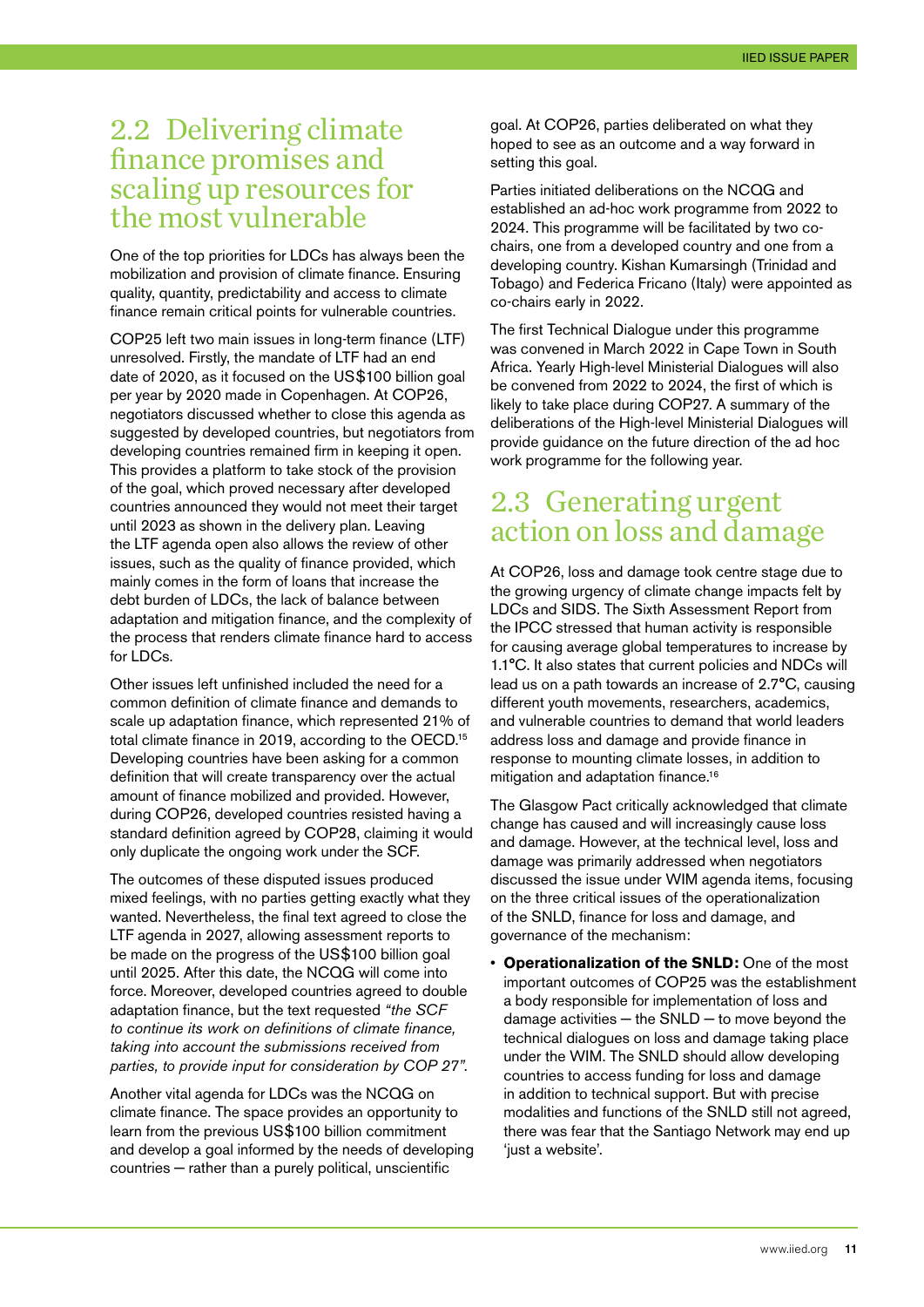## 2.2 Delivering climate finance promises and scaling up resources for the most vulnerable

One of the top priorities for LDCs has always been the mobilization and provision of climate finance. Ensuring quality, quantity, predictability and access to climate finance remain critical points for vulnerable countries.

COP25 left two main issues in long-term finance (LTF) unresolved. Firstly, the mandate of LTF had an end date of 2020, as it focused on the US$100 billion goal per year by 2020 made in Copenhagen. At COP26, negotiators discussed whether to close this agenda as suggested by developed countries, but negotiators from developing countries remained firm in keeping it open. This provides a platform to take stock of the provision of the goal, which proved necessary after developed countries announced they would not meet their target until 2023 as shown in the delivery plan. Leaving the LTF agenda open also allows the review of other issues, such as the quality of finance provided, which mainly comes in the form of loans that increase the debt burden of LDCs, the lack of balance between adaptation and mitigation finance, and the complexity of the process that renders climate finance hard to access for LDCs.

Other issues left unfinished included the need for a common definition of climate finance and demands to scale up adaptation finance, which represented 21% of total climate finance in 2019, according to the OECD.[15] Developing countries have been asking for a common definition that will create transparency over the actual amount of finance mobilized and provided. However, during COP26, developed countries resisted having a standard definition agreed by COP28, claiming it would only duplicate the ongoing work under the SCF.

The outcomes of these disputed issues produced mixed feelings, with no parties getting exactly what they wanted. Nevertheless, the final text agreed to close the LTF agenda in 2027, allowing assessment reports to be made on the progress of the US$100 billion goal until 2025. After this date, the NCQG will come into force. Moreover, developed countries agreed to double adaptation finance, but the text requested *"the SCF to continue its work on definitions of climate finance, taking into account the submissions received from parties, to provide input for consideration by COP 27"*.

Another vital agenda for LDCs was the NCQG on climate finance. The space provides an opportunity to learn from the previous US$100 billion commitment and develop a goal informed by the needs of developing countries — rather than a purely political, unscientific goal. At COP26, parties deliberated on what they hoped to see as an outcome and a way forward in setting this goal.

Parties initiated deliberations on the NCQG and established an ad-hoc work programme from 2022 to 2024. This programme will be facilitated by two co-chairs, one from a developed country and one from a developing country. Kishan Kumarsingh (Trinidad and Tobago) and Federica Fricano (Italy) were appointed as co-chairs early in 2022.

The first Technical Dialogue under this programme was convened in March 2022 in Cape Town in South Africa. Yearly High-level Ministerial Dialogues will also be convened from 2022 to 2024, the first of which is likely to take place during COP27. A summary of the deliberations of the High-level Ministerial Dialogues will provide guidance on the future direction of the ad hoc work programme for the following year.

## 2.3 Generating urgent action on loss and damage

At COP26, loss and damage took centre stage due to the growing urgency of climate change impacts felt by LDCs and SIDS. The Sixth Assessment Report from the IPCC stressed that human activity is responsible for causing average global temperatures to increase by 1.1°C. It also states that current policies and NDCs will lead us on a path towards an increase of 2.7°C, causing different youth movements, researchers, academics, and vulnerable countries to demand that world leaders address loss and damage and provide finance in response to mounting climate losses, in addition to mitigation and adaptation finance.[16]

The Glasgow Pact critically acknowledged that climate change has caused and will increasingly cause loss and damage. However, at the technical level, loss and damage was primarily addressed when negotiators discussed the issue under WIM agenda items, focusing on the three critical issues of the operationalization of the SNLD, finance for loss and damage, and governance of the mechanism:

- **Operationalization of the SNLD:** One of the most important outcomes of COP25 was the establishment a body responsible for implementation of loss and damage activities — the SNLD — to move beyond the technical dialogues on loss and damage taking place under the WIM. The SNLD should allow developing countries to access funding for loss and damage in addition to technical support. But with precise modalities and functions of the SNLD still not agreed, there was fear that the Santiago Network may end up 'just a website'.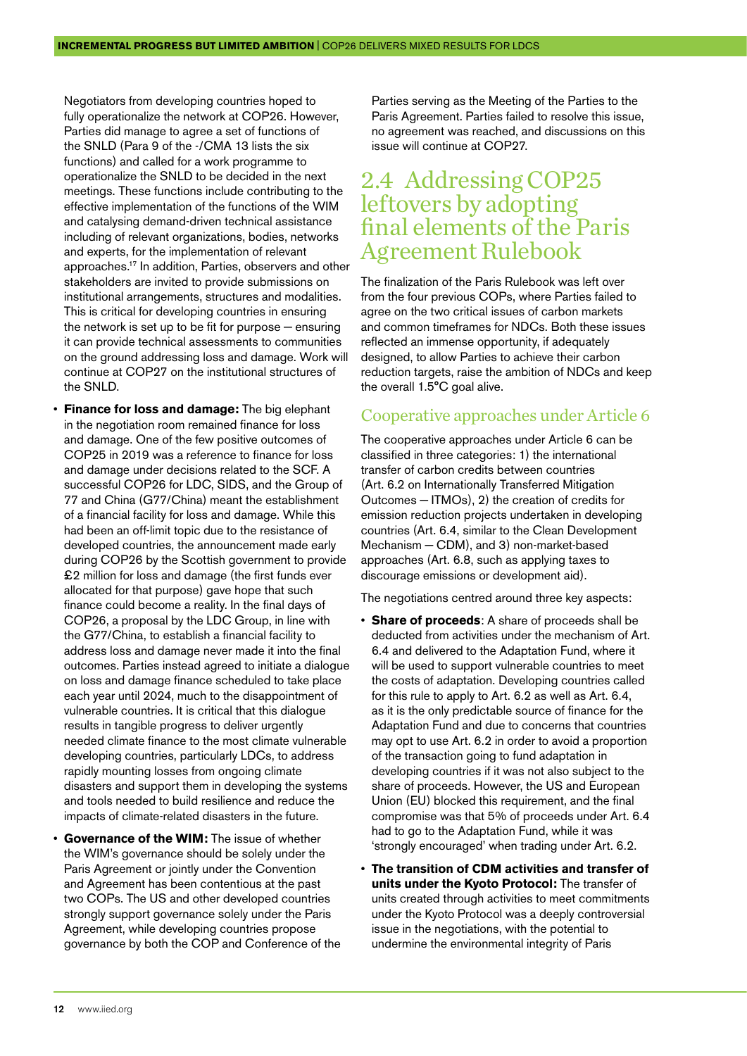Negotiators from developing countries hoped to fully operationalize the network at COP26. However, Parties did manage to agree a set of functions of the SNLD (Para 9 of the -/CMA 13 lists the six functions) and called for a work programme to operationalize the SNLD to be decided in the next meetings. These functions include contributing to the effective implementation of the functions of the WIM and catalysing demand-driven technical assistance including of relevant organizations, bodies, networks and experts, for the implementation of relevant approaches.[17] In addition, Parties, observers and other stakeholders are invited to provide submissions on institutional arrangements, structures and modalities. This is critical for developing countries in ensuring the network is set up to be fit for purpose — ensuring it can provide technical assessments to communities on the ground addressing loss and damage. Work will continue at COP27 on the institutional structures of the SNLD.

- **Finance for loss and damage:** The big elephant in the negotiation room remained finance for loss and damage. One of the few positive outcomes of COP25 in 2019 was a reference to finance for loss and damage under decisions related to the SCF. A successful COP26 for LDC, SIDS, and the Group of 77 and China (G77/China) meant the establishment of a financial facility for loss and damage. While this had been an off-limit topic due to the resistance of developed countries, the announcement made early during COP26 by the Scottish government to provide £2 million for loss and damage (the first funds ever allocated for that purpose) gave hope that such finance could become a reality. In the final days of COP26, a proposal by the LDC Group, in line with the G77/China, to establish a financial facility to address loss and damage never made it into the final outcomes. Parties instead agreed to initiate a dialogue on loss and damage finance scheduled to take place each year until 2024, much to the disappointment of vulnerable countries. It is critical that this dialogue results in tangible progress to deliver urgently needed climate finance to the most climate vulnerable developing countries, particularly LDCs, to address rapidly mounting losses from ongoing climate disasters and support them in developing the systems and tools needed to build resilience and reduce the impacts of climate-related disasters in the future.
- **Governance of the WIM:** The issue of whether the WIM's governance should be solely under the Paris Agreement or jointly under the Convention and Agreement has been contentious at the past two COPs. The US and other developed countries strongly support governance solely under the Paris Agreement, while developing countries propose governance by both the COP and Conference of the Parties serving as the Meeting of the Parties to the Paris Agreement. Parties failed to resolve this issue, no agreement was reached, and discussions on this issue will continue at COP27.

## 2.4 Addressing COP25 leftovers by adopting final elements of the Paris Agreement Rulebook

The finalization of the Paris Rulebook was left over from the four previous COPs, where Parties failed to agree on the two critical issues of carbon markets and common timeframes for NDCs. Both these issues reflected an immense opportunity, if adequately designed, to allow Parties to achieve their carbon reduction targets, raise the ambition of NDCs and keep the overall 1.5°C goal alive.

### Cooperative approaches under Article 6

The cooperative approaches under Article 6 can be classified in three categories: 1) the international transfer of carbon credits between countries (Art. 6.2 on Internationally Transferred Mitigation Outcomes — ITMOs), 2) the creation of credits for emission reduction projects undertaken in developing countries (Art. 6.4, similar to the Clean Development Mechanism — CDM), and 3) non-market-based approaches (Art. 6.8, such as applying taxes to discourage emissions or development aid).

The negotiations centred around three key aspects:

- **Share of proceeds**: A share of proceeds shall be deducted from activities under the mechanism of Art. 6.4 and delivered to the Adaptation Fund, where it will be used to support vulnerable countries to meet the costs of adaptation. Developing countries called for this rule to apply to Art. 6.2 as well as Art. 6.4, as it is the only predictable source of finance for the Adaptation Fund and due to concerns that countries may opt to use Art. 6.2 in order to avoid a proportion of the transaction going to fund adaptation in developing countries if it was not also subject to the share of proceeds. However, the US and European Union (EU) blocked this requirement, and the final compromise was that 5% of proceeds under Art. 6.4 had to go to the Adaptation Fund, while it was 'strongly encouraged' when trading under Art. 6.2.
- **The transition of CDM activities and transfer of units under the Kyoto Protocol:** The transfer of units created through activities to meet commitments under the Kyoto Protocol was a deeply controversial issue in the negotiations, with the potential to undermine the environmental integrity of Paris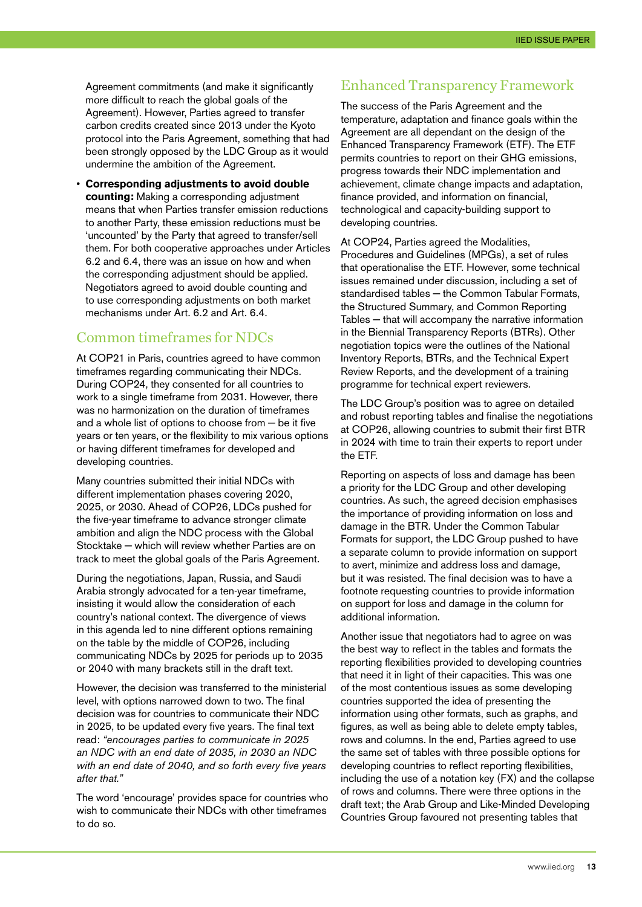Agreement commitments (and make it significantly more difficult to reach the global goals of the Agreement). However, Parties agreed to transfer carbon credits created since 2013 under the Kyoto protocol into the Paris Agreement, something that had been strongly opposed by the LDC Group as it would undermine the ambition of the Agreement.

- **Corresponding adjustments to avoid double counting:** Making a corresponding adjustment means that when Parties transfer emission reductions to another Party, these emission reductions must be 'uncounted' by the Party that agreed to transfer/sell them. For both cooperative approaches under Articles 6.2 and 6.4, there was an issue on how and when the corresponding adjustment should be applied. Negotiators agreed to avoid double counting and to use corresponding adjustments on both market mechanisms under Art. 6.2 and Art. 6.4.

## Common timeframes for NDCs

At COP21 in Paris, countries agreed to have common timeframes regarding communicating their NDCs. During COP24, they consented for all countries to work to a single timeframe from 2031. However, there was no harmonization on the duration of timeframes and a whole list of options to choose from — be it five years or ten years, or the flexibility to mix various options or having different timeframes for developed and developing countries.

Many countries submitted their initial NDCs with different implementation phases covering 2020, 2025, or 2030. Ahead of COP26, LDCs pushed for the five-year timeframe to advance stronger climate ambition and align the NDC process with the Global Stocktake — which will review whether Parties are on track to meet the global goals of the Paris Agreement.

During the negotiations, Japan, Russia, and Saudi Arabia strongly advocated for a ten-year timeframe, insisting it would allow the consideration of each country's national context. The divergence of views in this agenda led to nine different options remaining on the table by the middle of COP26, including communicating NDCs by 2025 for periods up to 2035 or 2040 with many brackets still in the draft text.

However, the decision was transferred to the ministerial level, with options narrowed down to two. The final decision was for countries to communicate their NDC in 2025, to be updated every five years. The final text read: *"encourages parties to communicate in 2025 an NDC with an end date of 2035, in 2030 an NDC with an end date of 2040, and so forth every five years after that."*

The word 'encourage' provides space for countries who wish to communicate their NDCs with other timeframes to do so.

## Enhanced Transparency Framework

The success of the Paris Agreement and the temperature, adaptation and finance goals within the Agreement are all dependant on the design of the Enhanced Transparency Framework (ETF). The ETF permits countries to report on their GHG emissions, progress towards their NDC implementation and achievement, climate change impacts and adaptation, finance provided, and information on financial, technological and capacity-building support to developing countries.

At COP24, Parties agreed the Modalities, Procedures and Guidelines (MPGs), a set of rules that operationalise the ETF. However, some technical issues remained under discussion, including a set of standardised tables — the Common Tabular Formats, the Structured Summary, and Common Reporting Tables — that will accompany the narrative information in the Biennial Transparency Reports (BTRs). Other negotiation topics were the outlines of the National Inventory Reports, BTRs, and the Technical Expert Review Reports, and the development of a training programme for technical expert reviewers.

The LDC Group's position was to agree on detailed and robust reporting tables and finalise the negotiations at COP26, allowing countries to submit their first BTR in 2024 with time to train their experts to report under the ETF.

Reporting on aspects of loss and damage has been a priority for the LDC Group and other developing countries. As such, the agreed decision emphasises the importance of providing information on loss and damage in the BTR. Under the Common Tabular Formats for support, the LDC Group pushed to have a separate column to provide information on support to avert, minimize and address loss and damage, but it was resisted. The final decision was to have a footnote requesting countries to provide information on support for loss and damage in the column for additional information.

Another issue that negotiators had to agree on was the best way to reflect in the tables and formats the reporting flexibilities provided to developing countries that need it in light of their capacities. This was one of the most contentious issues as some developing countries supported the idea of presenting the information using other formats, such as graphs, and figures, as well as being able to delete empty tables, rows and columns. In the end, Parties agreed to use the same set of tables with three possible options for developing countries to reflect reporting flexibilities, including the use of a notation key (FX) and the collapse of rows and columns. There were three options in the draft text; the Arab Group and Like-Minded Developing Countries Group favoured not presenting tables that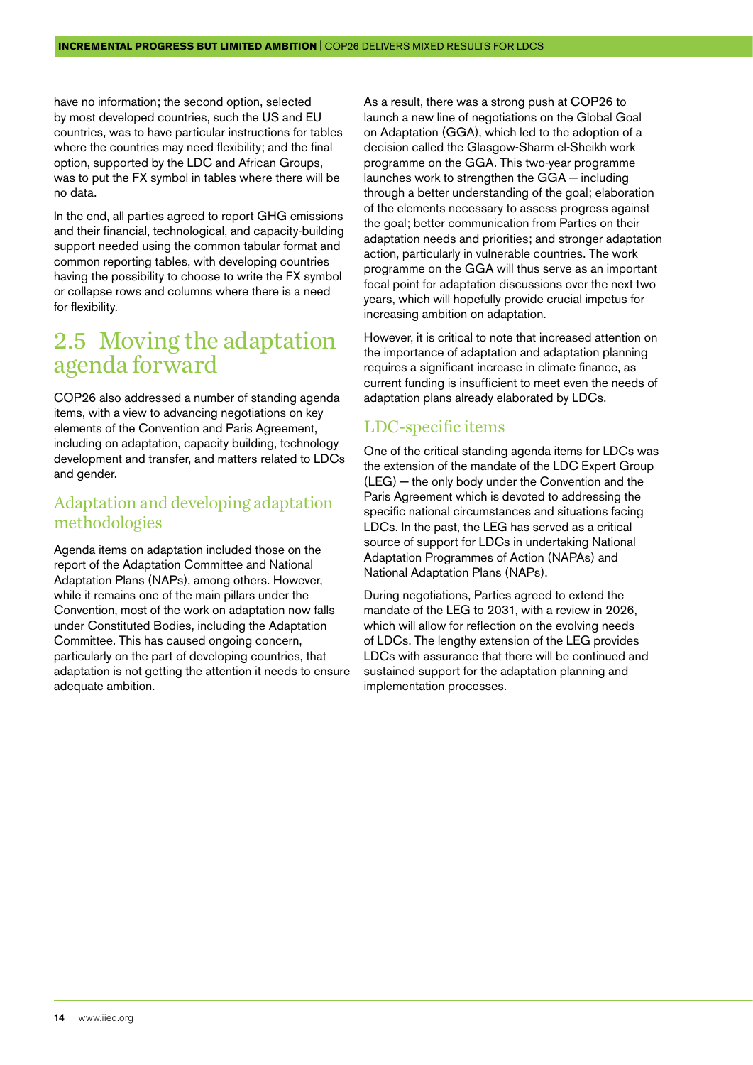have no information; the second option, selected by most developed countries, such the US and EU countries, was to have particular instructions for tables where the countries may need flexibility; and the final option, supported by the LDC and African Groups, was to put the FX symbol in tables where there will be no data.

In the end, all parties agreed to report GHG emissions and their financial, technological, and capacity-building support needed using the common tabular format and common reporting tables, with developing countries having the possibility to choose to write the FX symbol or collapse rows and columns where there is a need for flexibility.

## 2.5 Moving the adaptation agenda forward

COP26 also addressed a number of standing agenda items, with a view to advancing negotiations on key elements of the Convention and Paris Agreement, including on adaptation, capacity building, technology development and transfer, and matters related to LDCs and gender.

### Adaptation and developing adaptation methodologies

Agenda items on adaptation included those on the report of the Adaptation Committee and National Adaptation Plans (NAPs), among others. However, while it remains one of the main pillars under the Convention, most of the work on adaptation now falls under Constituted Bodies, including the Adaptation Committee. This has caused ongoing concern, particularly on the part of developing countries, that adaptation is not getting the attention it needs to ensure adequate ambition.

As a result, there was a strong push at COP26 to launch a new line of negotiations on the Global Goal on Adaptation (GGA), which led to the adoption of a decision called the Glasgow-Sharm el-Sheikh work programme on the GGA. This two-year programme launches work to strengthen the GGA — including through a better understanding of the goal; elaboration of the elements necessary to assess progress against the goal; better communication from Parties on their adaptation needs and priorities; and stronger adaptation action, particularly in vulnerable countries. The work programme on the GGA will thus serve as an important focal point for adaptation discussions over the next two years, which will hopefully provide crucial impetus for increasing ambition on adaptation.

However, it is critical to note that increased attention on the importance of adaptation and adaptation planning requires a significant increase in climate finance, as current funding is insufficient to meet even the needs of adaptation plans already elaborated by LDCs.

### LDC-specific items

One of the critical standing agenda items for LDCs was the extension of the mandate of the LDC Expert Group (LEG) — the only body under the Convention and the Paris Agreement which is devoted to addressing the specific national circumstances and situations facing LDCs. In the past, the LEG has served as a critical source of support for LDCs in undertaking National Adaptation Programmes of Action (NAPAs) and National Adaptation Plans (NAPs).

During negotiations, Parties agreed to extend the mandate of the LEG to 2031, with a review in 2026, which will allow for reflection on the evolving needs of LDCs. The lengthy extension of the LEG provides LDCs with assurance that there will be continued and sustained support for the adaptation planning and implementation processes.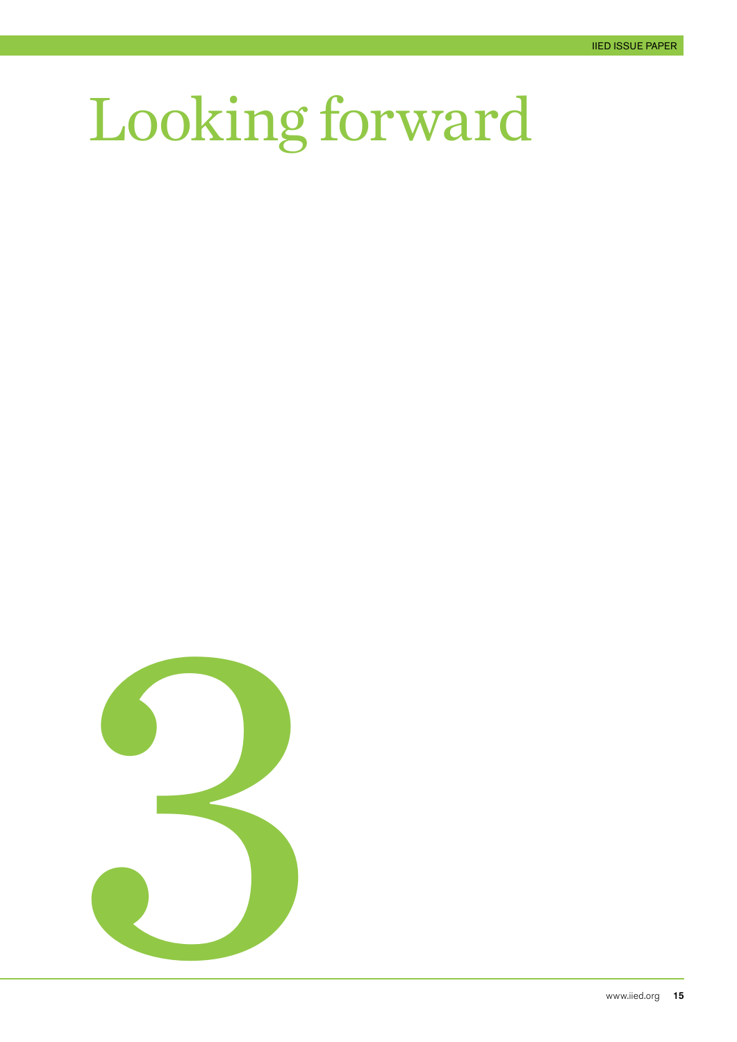# Looking forward

3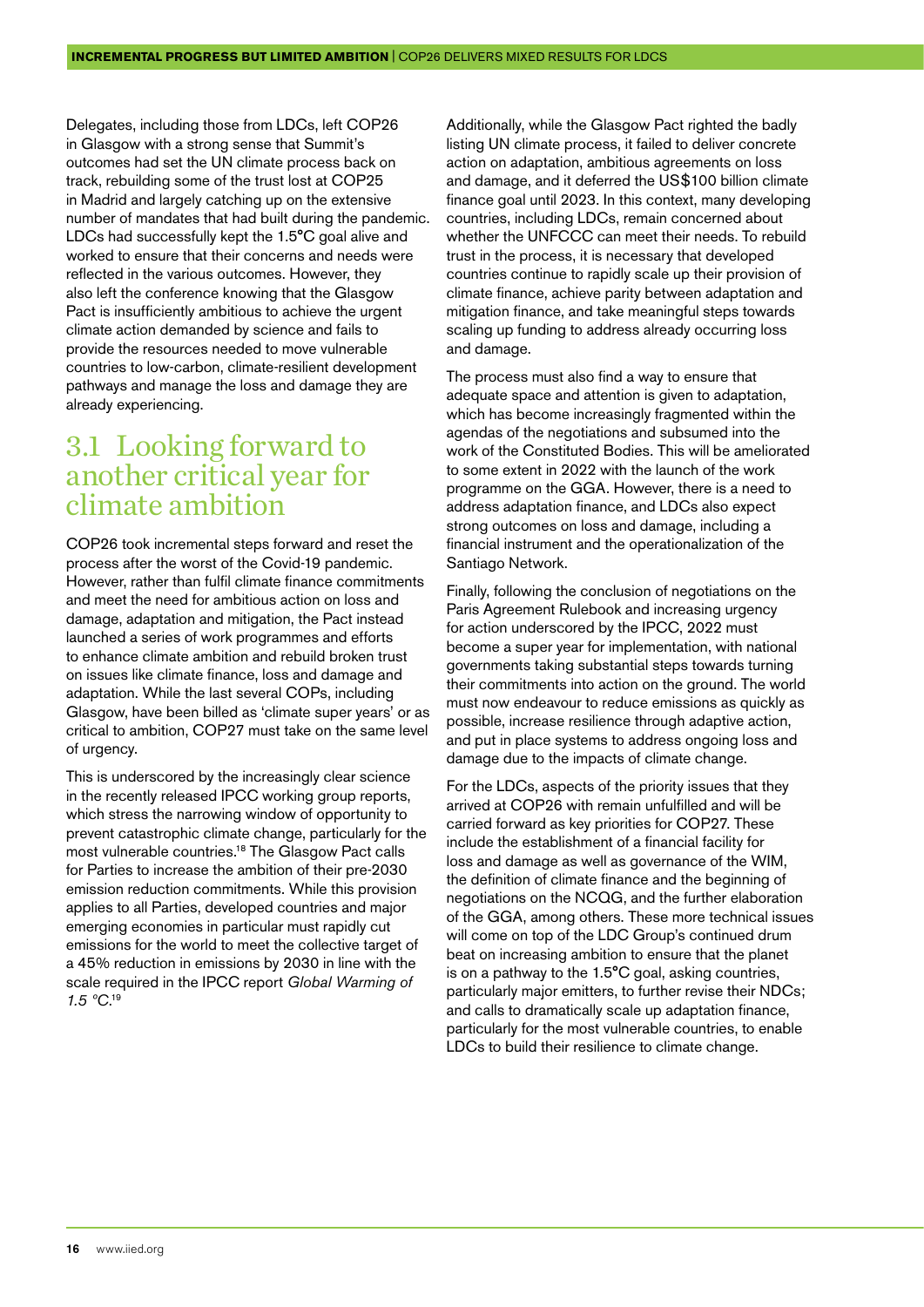Delegates, including those from LDCs, left COP26 in Glasgow with a strong sense that Summit's outcomes had set the UN climate process back on track, rebuilding some of the trust lost at COP25 in Madrid and largely catching up on the extensive number of mandates that had built during the pandemic. LDCs had successfully kept the 1.5°C goal alive and worked to ensure that their concerns and needs were reflected in the various outcomes. However, they also left the conference knowing that the Glasgow Pact is insufficiently ambitious to achieve the urgent climate action demanded by science and fails to provide the resources needed to move vulnerable countries to low-carbon, climate-resilient development pathways and manage the loss and damage they are already experiencing.

## 3.1 Looking forward to another critical year for climate ambition

COP26 took incremental steps forward and reset the process after the worst of the Covid-19 pandemic. However, rather than fulfil climate finance commitments and meet the need for ambitious action on loss and damage, adaptation and mitigation, the Pact instead launched a series of work programmes and efforts to enhance climate ambition and rebuild broken trust on issues like climate finance, loss and damage and adaptation. While the last several COPs, including Glasgow, have been billed as 'climate super years' or as critical to ambition, COP27 must take on the same level of urgency.

This is underscored by the increasingly clear science in the recently released IPCC working group reports, which stress the narrowing window of opportunity to prevent catastrophic climate change, particularly for the most vulnerable countries.[18] The Glasgow Pact calls for Parties to increase the ambition of their pre-2030 emission reduction commitments. While this provision applies to all Parties, developed countries and major emerging economies in particular must rapidly cut emissions for the world to meet the collective target of a 45% reduction in emissions by 2030 in line with the scale required in the IPCC report *Global Warming of 1.5 °C*.[19]

Additionally, while the Glasgow Pact righted the badly listing UN climate process, it failed to deliver concrete action on adaptation, ambitious agreements on loss and damage, and it deferred the US$100 billion climate finance goal until 2023. In this context, many developing countries, including LDCs, remain concerned about whether the UNFCCC can meet their needs. To rebuild trust in the process, it is necessary that developed countries continue to rapidly scale up their provision of climate finance, achieve parity between adaptation and mitigation finance, and take meaningful steps towards scaling up funding to address already occurring loss and damage.

The process must also find a way to ensure that adequate space and attention is given to adaptation, which has become increasingly fragmented within the agendas of the negotiations and subsumed into the work of the Constituted Bodies. This will be ameliorated to some extent in 2022 with the launch of the work programme on the GGA. However, there is a need to address adaptation finance, and LDCs also expect strong outcomes on loss and damage, including a financial instrument and the operationalization of the Santiago Network.

Finally, following the conclusion of negotiations on the Paris Agreement Rulebook and increasing urgency for action underscored by the IPCC, 2022 must become a super year for implementation, with national governments taking substantial steps towards turning their commitments into action on the ground. The world must now endeavour to reduce emissions as quickly as possible, increase resilience through adaptive action, and put in place systems to address ongoing loss and damage due to the impacts of climate change.

For the LDCs, aspects of the priority issues that they arrived at COP26 with remain unfulfilled and will be carried forward as key priorities for COP27. These include the establishment of a financial facility for loss and damage as well as governance of the WIM, the definition of climate finance and the beginning of negotiations on the NCQG, and the further elaboration of the GGA, among others. These more technical issues will come on top of the LDC Group's continued drum beat on increasing ambition to ensure that the planet is on a pathway to the 1.5°C goal, asking countries, particularly major emitters, to further revise their NDCs; and calls to dramatically scale up adaptation finance, particularly for the most vulnerable countries, to enable LDCs to build their resilience to climate change.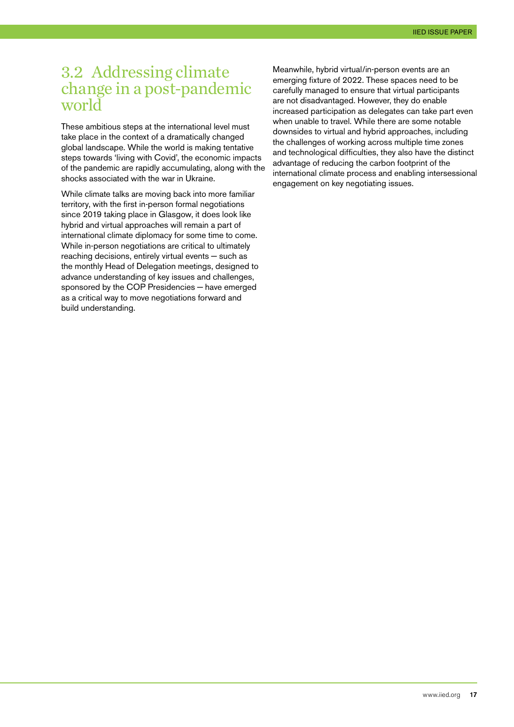## 3.2 Addressing climate change in a post-pandemic world

These ambitious steps at the international level must take place in the context of a dramatically changed global landscape. While the world is making tentative steps towards 'living with Covid', the economic impacts of the pandemic are rapidly accumulating, along with the shocks associated with the war in Ukraine.

While climate talks are moving back into more familiar territory, with the first in-person formal negotiations since 2019 taking place in Glasgow, it does look like hybrid and virtual approaches will remain a part of international climate diplomacy for some time to come. While in-person negotiations are critical to ultimately reaching decisions, entirely virtual events — such as the monthly Head of Delegation meetings, designed to advance understanding of key issues and challenges, sponsored by the COP Presidencies — have emerged as a critical way to move negotiations forward and build understanding.

Meanwhile, hybrid virtual/in-person events are an emerging fixture of 2022. These spaces need to be carefully managed to ensure that virtual participants are not disadvantaged. However, they do enable increased participation as delegates can take part even when unable to travel. While there are some notable downsides to virtual and hybrid approaches, including the challenges of working across multiple time zones and technological difficulties, they also have the distinct advantage of reducing the carbon footprint of the international climate process and enabling intersessional engagement on key negotiating issues.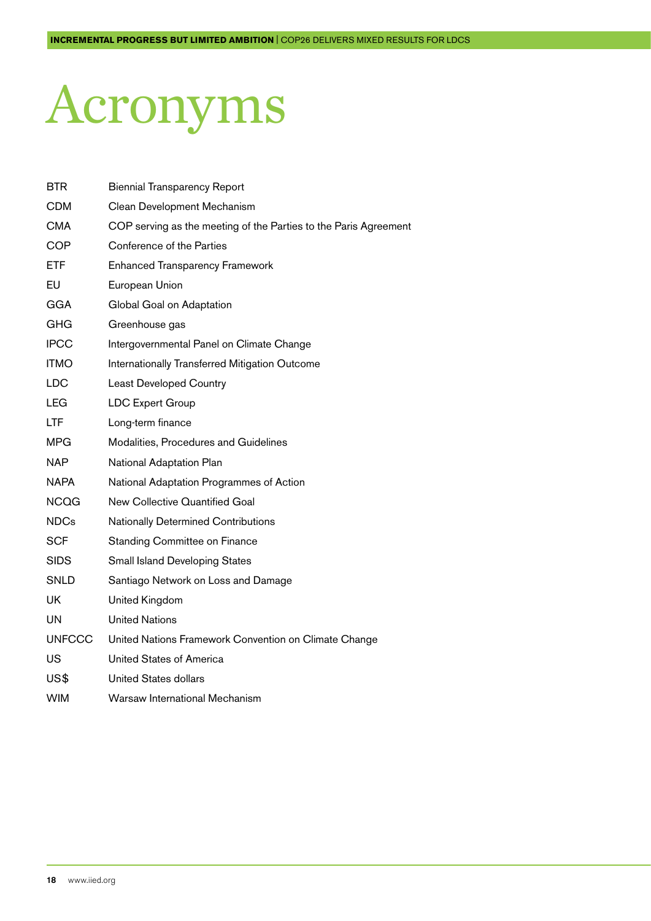# Acronyms

| | |
|---|---|
| BTR | Biennial Transparency Report |
| CDM | Clean Development Mechanism |
| CMA | COP serving as the meeting of the Parties to the Paris Agreement |
| COP | Conference of the Parties |
| ETF | Enhanced Transparency Framework |
| EU | European Union |
| GGA | Global Goal on Adaptation |
| GHG | Greenhouse gas |
| IPCC | Intergovernmental Panel on Climate Change |
| ITMO | Internationally Transferred Mitigation Outcome |
| LDC | Least Developed Country |
| LEG | LDC Expert Group |
| LTF | Long-term finance |
| MPG | Modalities, Procedures and Guidelines |
| NAP | National Adaptation Plan |
| NAPA | National Adaptation Programmes of Action |
| NCQG | New Collective Quantified Goal |
| NDCs | Nationally Determined Contributions |
| SCF | Standing Committee on Finance |
| SIDS | Small Island Developing States |
| SNLD | Santiago Network on Loss and Damage |
| UK | United Kingdom |
| UN | United Nations |
| UNFCCC | United Nations Framework Convention on Climate Change |
| US | United States of America |
| US$ | United States dollars |
| WIM | Warsaw International Mechanism |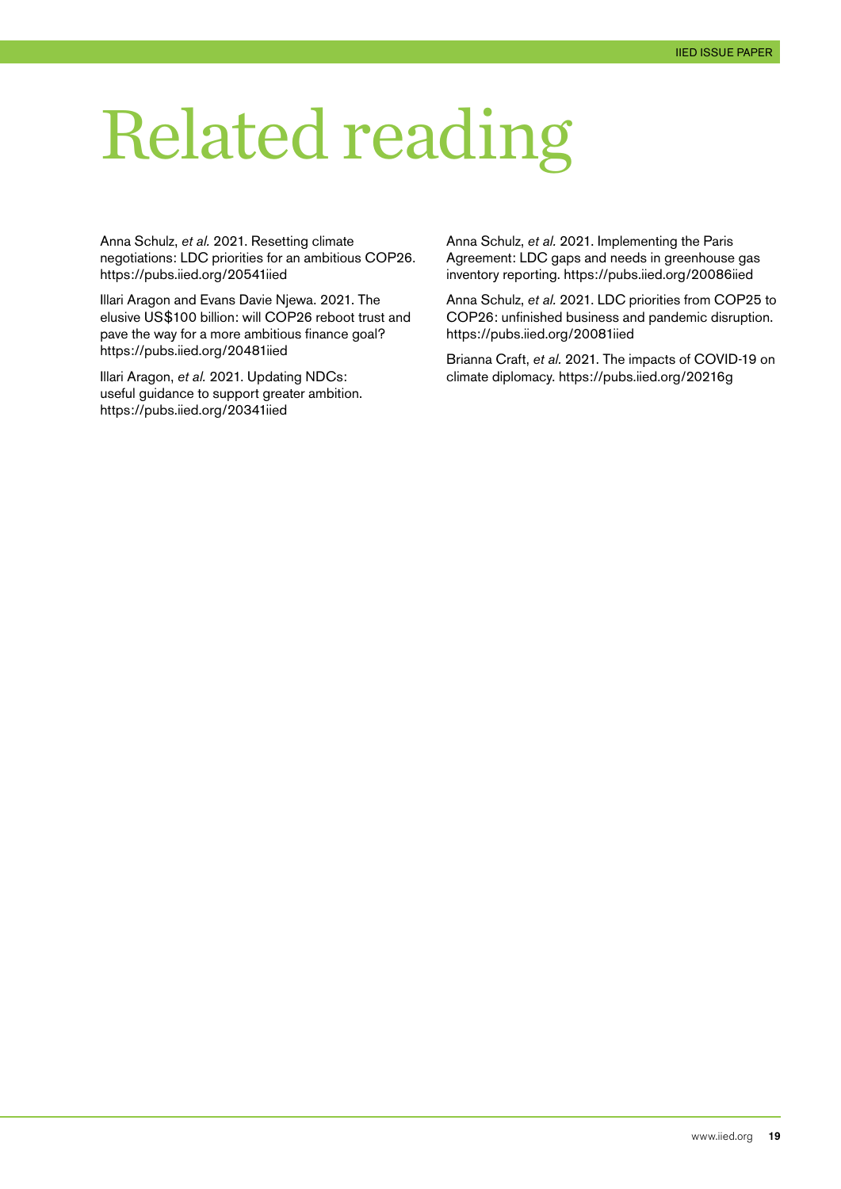# Related reading

Anna Schulz, *et al*. 2021. Resetting climate negotiations: LDC priorities for an ambitious COP26. https://pubs.iied.org/20541iied

Illari Aragon and Evans Davie Njewa. 2021. The elusive US$100 billion: will COP26 reboot trust and pave the way for a more ambitious finance goal? https://pubs.iied.org/20481iied

Illari Aragon, *et al.* 2021. Updating NDCs: useful guidance to support greater ambition. https://pubs.iied.org/20341iied

Anna Schulz, *et al.* 2021. Implementing the Paris Agreement: LDC gaps and needs in greenhouse gas inventory reporting. https://pubs.iied.org/20086iied

Anna Schulz, *et al.* 2021. LDC priorities from COP25 to COP26: unfinished business and pandemic disruption. https://pubs.iied.org/20081iied

Brianna Craft, *et al*. 2021. The impacts of COVID-19 on climate diplomacy. https://pubs.iied.org/20216g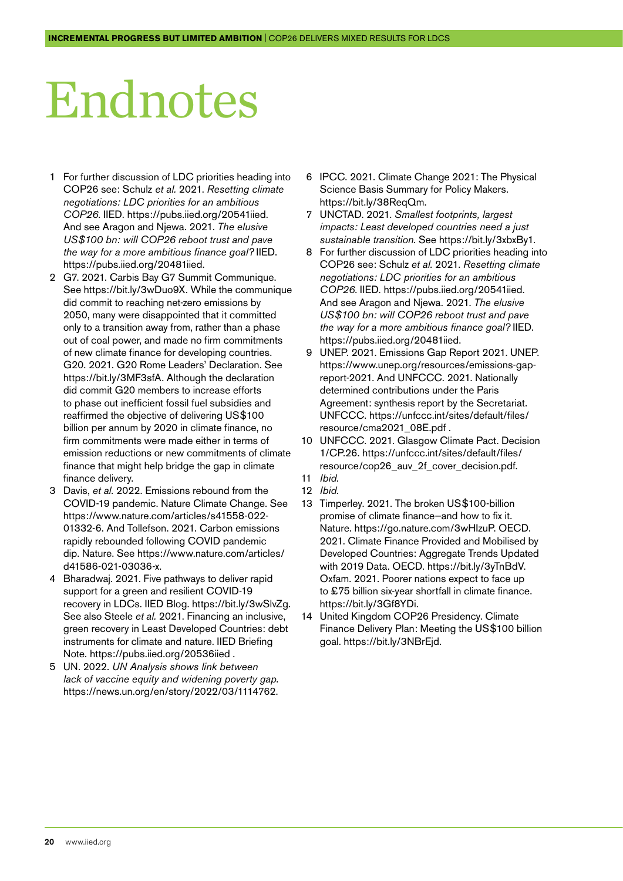# Endnotes

1. For further discussion of LDC priorities heading into COP26 see: Schulz *et al.* 2021. *Resetting climate negotiations: LDC priorities for an ambitious COP26*. IIED. https://pubs.iied.org/20541iied. And see Aragon and Njewa. 2021. *The elusive US$100 bn: will COP26 reboot trust and pave the way for a more ambitious finance goal?* IIED. https://pubs.iied.org/20481iied.
2. G7. 2021. Carbis Bay G7 Summit Communique. See https://bit.ly/3wDuo9X. While the communique did commit to reaching net-zero emissions by 2050, many were disappointed that it committed only to a transition away from, rather than a phase out of coal power, and made no firm commitments of new climate finance for developing countries. G20. 2021. G20 Rome Leaders' Declaration. See https://bit.ly/3MF3sfA. Although the declaration did commit G20 members to increase efforts to phase out inefficient fossil fuel subsidies and reaffirmed the objective of delivering US$100 billion per annum by 2020 in climate finance, no firm commitments were made either in terms of emission reductions or new commitments of climate finance that might help bridge the gap in climate finance delivery.
3. Davis, *et al.* 2022. Emissions rebound from the COVID-19 pandemic. Nature Climate Change. See https://www.nature.com/articles/s41558-022-01332-6. And Tollefson. 2021. Carbon emissions rapidly rebounded following COVID pandemic dip. Nature. See https://www.nature.com/articles/d41586-021-03036-x.
4. Bharadwaj. 2021. Five pathways to deliver rapid support for a green and resilient COVID-19 recovery in LDCs. IIED Blog. https://bit.ly/3wSlvZg. See also Steele *et al.* 2021. Financing an inclusive, green recovery in Least Developed Countries: debt instruments for climate and nature. IIED Briefing Note. https://pubs.iied.org/20536iied .
5. UN. 2022. *UN Analysis shows link between lack of vaccine equity and widening poverty gap*. https://news.un.org/en/story/2022/03/1114762.
6. IPCC. 2021. Climate Change 2021: The Physical Science Basis Summary for Policy Makers. https://bit.ly/38ReqQm.
7. UNCTAD. 2021. *Smallest footprints, largest impacts: Least developed countries need a just sustainable transition*. See https://bit.ly/3xbxBy1.
8. For further discussion of LDC priorities heading into COP26 see: Schulz *et al.* 2021. *Resetting climate negotiations: LDC priorities for an ambitious COP26*. IIED. https://pubs.iied.org/20541iied. And see Aragon and Njewa. 2021. *The elusive US$100 bn: will COP26 reboot trust and pave the way for a more ambitious finance goal?* IIED. https://pubs.iied.org/20481iied.
9. UNEP. 2021. Emissions Gap Report 2021. UNEP. https://www.unep.org/resources/emissions-gap-report-2021. And UNFCCC. 2021. Nationally determined contributions under the Paris Agreement: synthesis report by the Secretariat. UNFCCC. https://unfccc.int/sites/default/files/resource/cma2021_08E.pdf .
10. UNFCCC. 2021. Glasgow Climate Pact. Decision 1/CP.26. https://unfccc.int/sites/default/files/resource/cop26_auv_2f_cover_decision.pdf.
11. *Ibid.*
12. *Ibid.*
13. Timperley. 2021. The broken US$100-billion promise of climate finance—and how to fix it. Nature. https://go.nature.com/3wHlzuP. OECD. 2021. Climate Finance Provided and Mobilised by Developed Countries: Aggregate Trends Updated with 2019 Data. OECD. https://bit.ly/3yTnBdV. Oxfam. 2021. Poorer nations expect to face up to £75 billion six-year shortfall in climate finance. https://bit.ly/3Gf8YDi.
14. United Kingdom COP26 Presidency. Climate Finance Delivery Plan: Meeting the US$100 billion goal. https://bit.ly/3NBrEjd.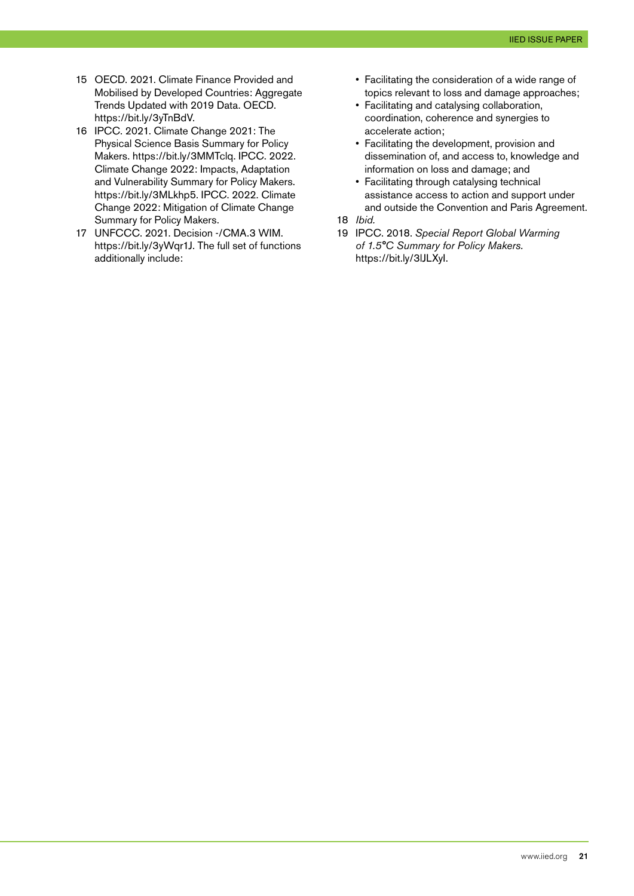15 OECD. 2021. Climate Finance Provided and Mobilised by Developed Countries: Aggregate Trends Updated with 2019 Data. OECD. https://bit.ly/3yTnBdV.

16 IPCC. 2021. Climate Change 2021: The Physical Science Basis Summary for Policy Makers. https://bit.ly/3MMTclq. IPCC. 2022. Climate Change 2022: Impacts, Adaptation and Vulnerability Summary for Policy Makers. https://bit.ly/3MLkhp5. IPCC. 2022. Climate Change 2022: Mitigation of Climate Change Summary for Policy Makers.

17 UNFCCC. 2021. Decision -/CMA.3 WIM. https://bit.ly/3yWqr1J. The full set of functions additionally include:

- Facilitating the consideration of a wide range of topics relevant to loss and damage approaches;
- Facilitating and catalysing collaboration, coordination, coherence and synergies to accelerate action;
- Facilitating the development, provision and dissemination of, and access to, knowledge and information on loss and damage; and
- Facilitating through catalysing technical assistance access to action and support under and outside the Convention and Paris Agreement.

18 *Ibid.*

19 IPCC. 2018. *Special Report Global Warming of 1.5°C Summary for Policy Makers.* https://bit.ly/3lJLXyI.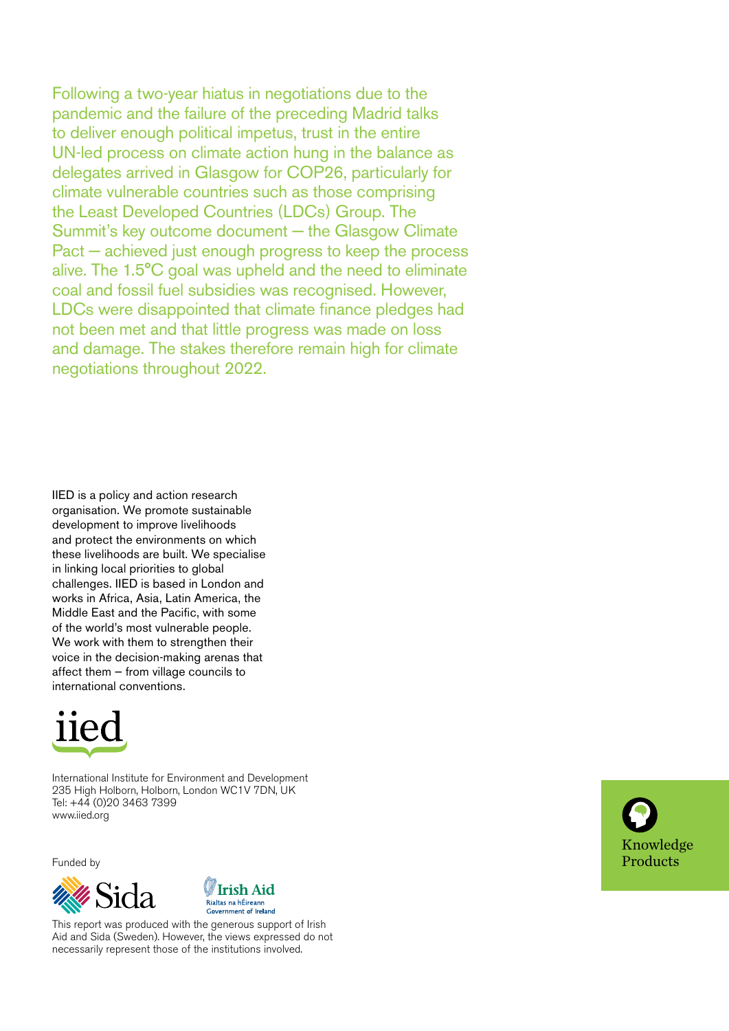Following a two-year hiatus in negotiations due to the pandemic and the failure of the preceding Madrid talks to deliver enough political impetus, trust in the entire UN-led process on climate action hung in the balance as delegates arrived in Glasgow for COP26, particularly for climate vulnerable countries such as those comprising the Least Developed Countries (LDCs) Group. The Summit's key outcome document — the Glasgow Climate Pact — achieved just enough progress to keep the process alive. The 1.5°C goal was upheld and the need to eliminate coal and fossil fuel subsidies was recognised. However, LDCs were disappointed that climate finance pledges had not been met and that little progress was made on loss and damage. The stakes therefore remain high for climate negotiations throughout 2022.

IIED is a policy and action research organisation. We promote sustainable development to improve livelihoods and protect the environments on which these livelihoods are built. We specialise in linking local priorities to global challenges. IIED is based in London and works in Africa, Asia, Latin America, the Middle East and the Pacific, with some of the world's most vulnerable people. We work with them to strengthen their voice in the decision-making arenas that affect them – from village councils to international conventions.

iied

International Institute for Environment and Development
235 High Holborn, Holborn, London WC1V 7DN, UK
Tel: +44 (0)20 3463 7399
www.iied.org

Funded by

Sida

Irish Aid
Rialtas na hÉireann
Government of Ireland

This report was produced with the generous support of Irish Aid and Sida (Sweden). However, the views expressed do not necessarily represent those of the institutions involved.

Knowledge Products